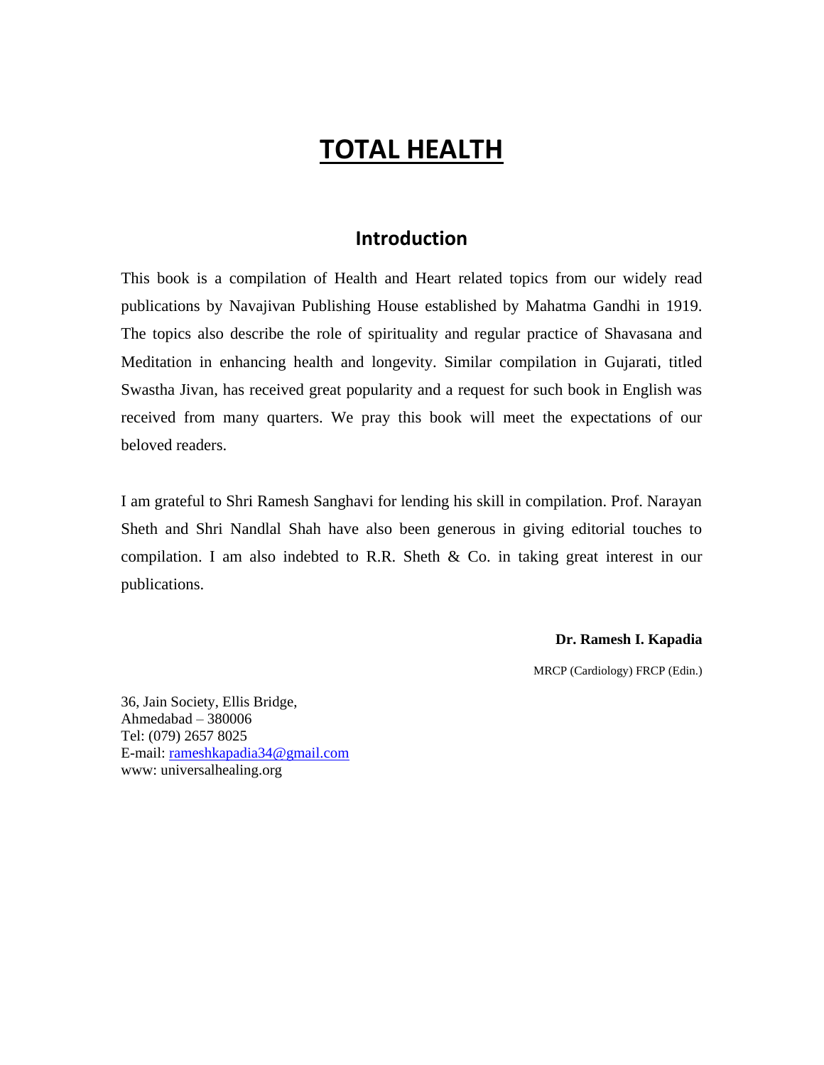# TOTAL HEALTH

## Introduction

This book is a compilation of Health and Heart related topics from our widely read publications by Navajivan Publishing House established by Mahatma Gandhi in 1919. The topics also describe the role of spirituality and regular practice of Shavasana and Meditation in enhancing health and longevity. Similar compilation in Gujarati, titled Swastha Jivan, has received great popularity and a request for such book in English was received from many quarters. We pray this book will meet the expectations of our beloved readers.

I am grateful to Shri Ramesh Sanghavi for lending his skill in compilation. Prof. Narayan Sheth and Shri Nandlal Shah have also been generous in giving editorial touches to compilation. I am also indebted to R.R. Sheth & Co. in taking great interest in our publications.

**Dr. Ramesh I. Kapadia**

MRCP (Cardiology) FRCP (Edin.)

36, Jain Society, Ellis Bridge,
Ahmedabad – 380006
Tel: (079) 2657 8025
E-mail: rameshkapadia34@gmail.com
www: universalhealing.org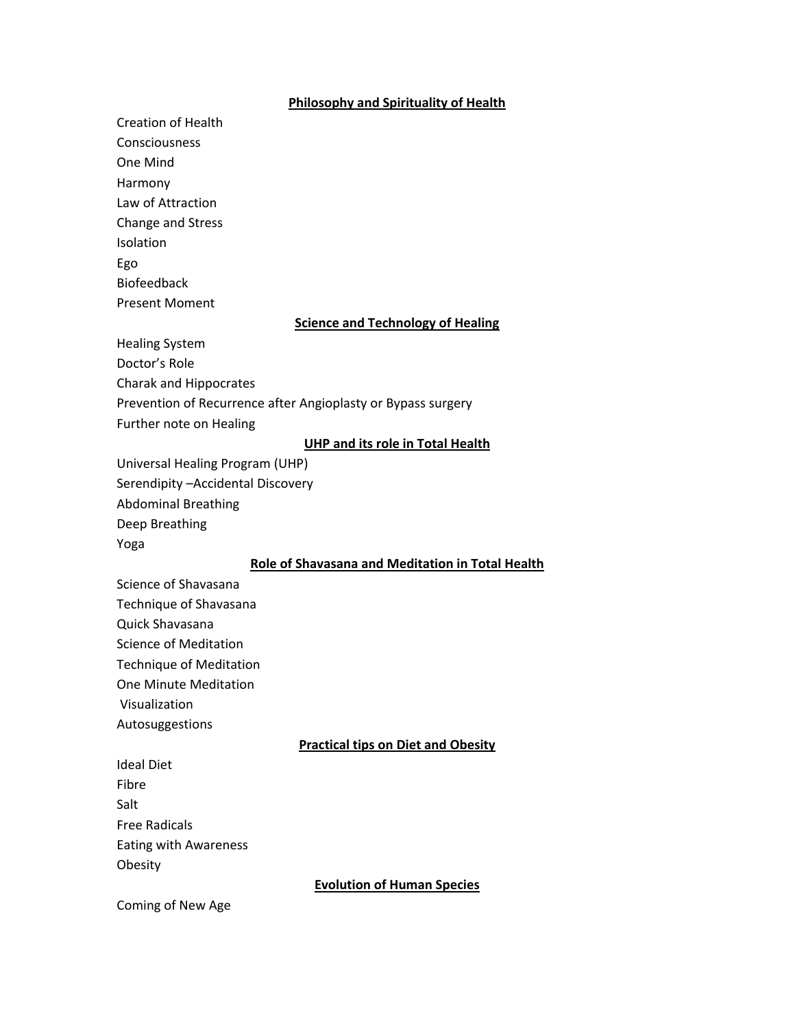## Philosophy and Spirituality of Health

Creation of Health
Consciousness
One Mind
Harmony
Law of Attraction
Change and Stress
Isolation
Ego
Biofeedback
Present Moment

## Science and Technology of Healing

Healing System
Doctor's Role
Charak and Hippocrates
Prevention of Recurrence after Angioplasty or Bypass surgery
Further note on Healing

## UHP and its role in Total Health

Universal Healing Program (UHP)
Serendipity –Accidental Discovery
Abdominal Breathing
Deep Breathing
Yoga

## Role of Shavasana and Meditation in Total Health

Science of Shavasana
Technique of Shavasana
Quick Shavasana
Science of Meditation
Technique of Meditation
One Minute Meditation
Visualization
Autosuggestions

## Practical tips on Diet and Obesity

Ideal Diet
Fibre
Salt
Free Radicals
Eating with Awareness
Obesity

## Evolution of Human Species

Coming of New Age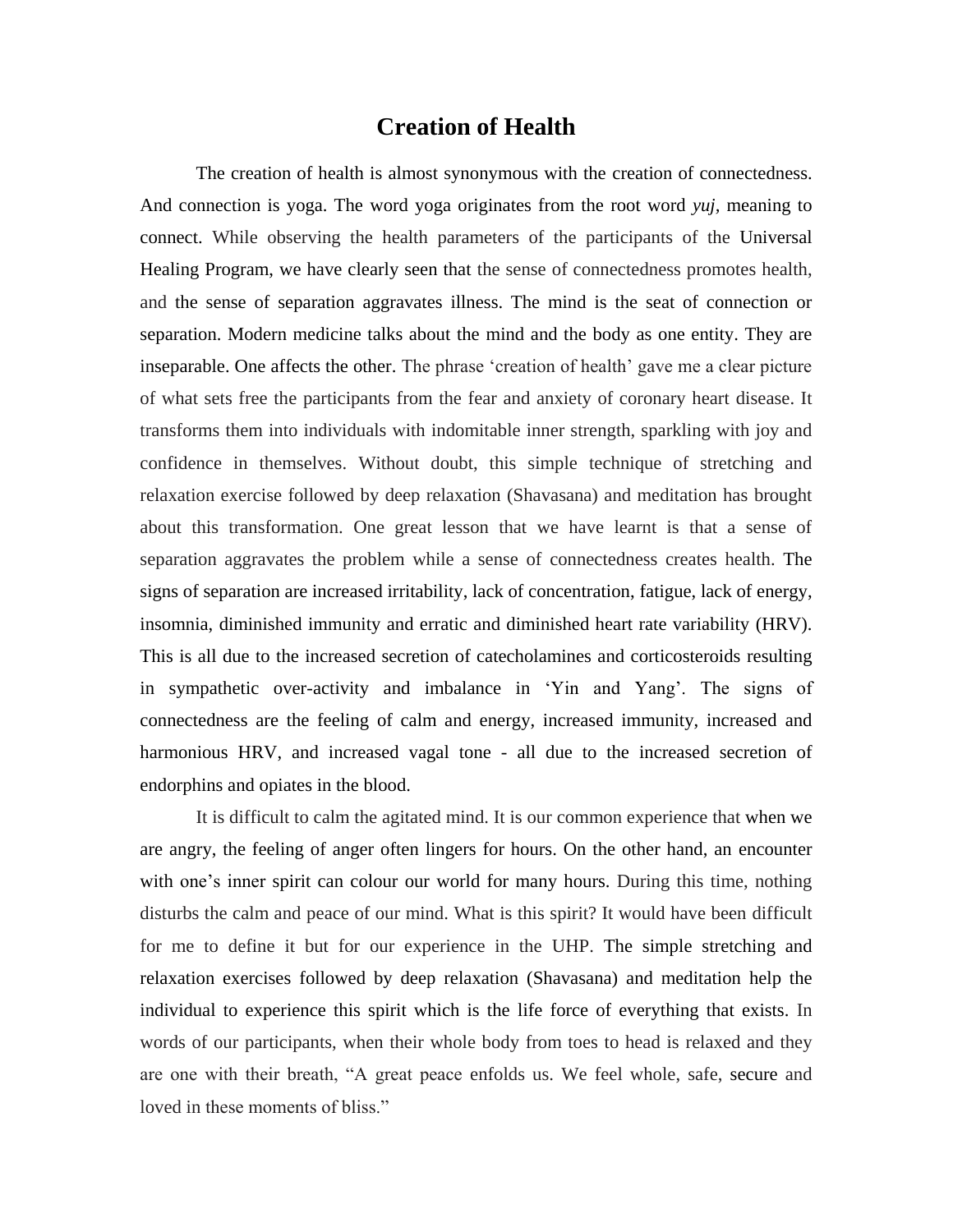# Creation of Health

The creation of health is almost synonymous with the creation of connectedness. And connection is yoga. The word yoga originates from the root word *yuj*, meaning to connect. While observing the health parameters of the participants of the Universal Healing Program, we have clearly seen that the sense of connectedness promotes health, and the sense of separation aggravates illness. The mind is the seat of connection or separation. Modern medicine talks about the mind and the body as one entity. They are inseparable. One affects the other. The phrase 'creation of health' gave me a clear picture of what sets free the participants from the fear and anxiety of coronary heart disease. It transforms them into individuals with indomitable inner strength, sparkling with joy and confidence in themselves. Without doubt, this simple technique of stretching and relaxation exercise followed by deep relaxation (Shavasana) and meditation has brought about this transformation. One great lesson that we have learnt is that a sense of separation aggravates the problem while a sense of connectedness creates health. The signs of separation are increased irritability, lack of concentration, fatigue, lack of energy, insomnia, diminished immunity and erratic and diminished heart rate variability (HRV). This is all due to the increased secretion of catecholamines and corticosteroids resulting in sympathetic over-activity and imbalance in 'Yin and Yang'. The signs of connectedness are the feeling of calm and energy, increased immunity, increased and harmonious HRV, and increased vagal tone - all due to the increased secretion of endorphins and opiates in the blood.

It is difficult to calm the agitated mind. It is our common experience that when we are angry, the feeling of anger often lingers for hours. On the other hand, an encounter with one's inner spirit can colour our world for many hours. During this time, nothing disturbs the calm and peace of our mind. What is this spirit? It would have been difficult for me to define it but for our experience in the UHP. The simple stretching and relaxation exercises followed by deep relaxation (Shavasana) and meditation help the individual to experience this spirit which is the life force of everything that exists. In words of our participants, when their whole body from toes to head is relaxed and they are one with their breath, "A great peace enfolds us. We feel whole, safe, secure and loved in these moments of bliss."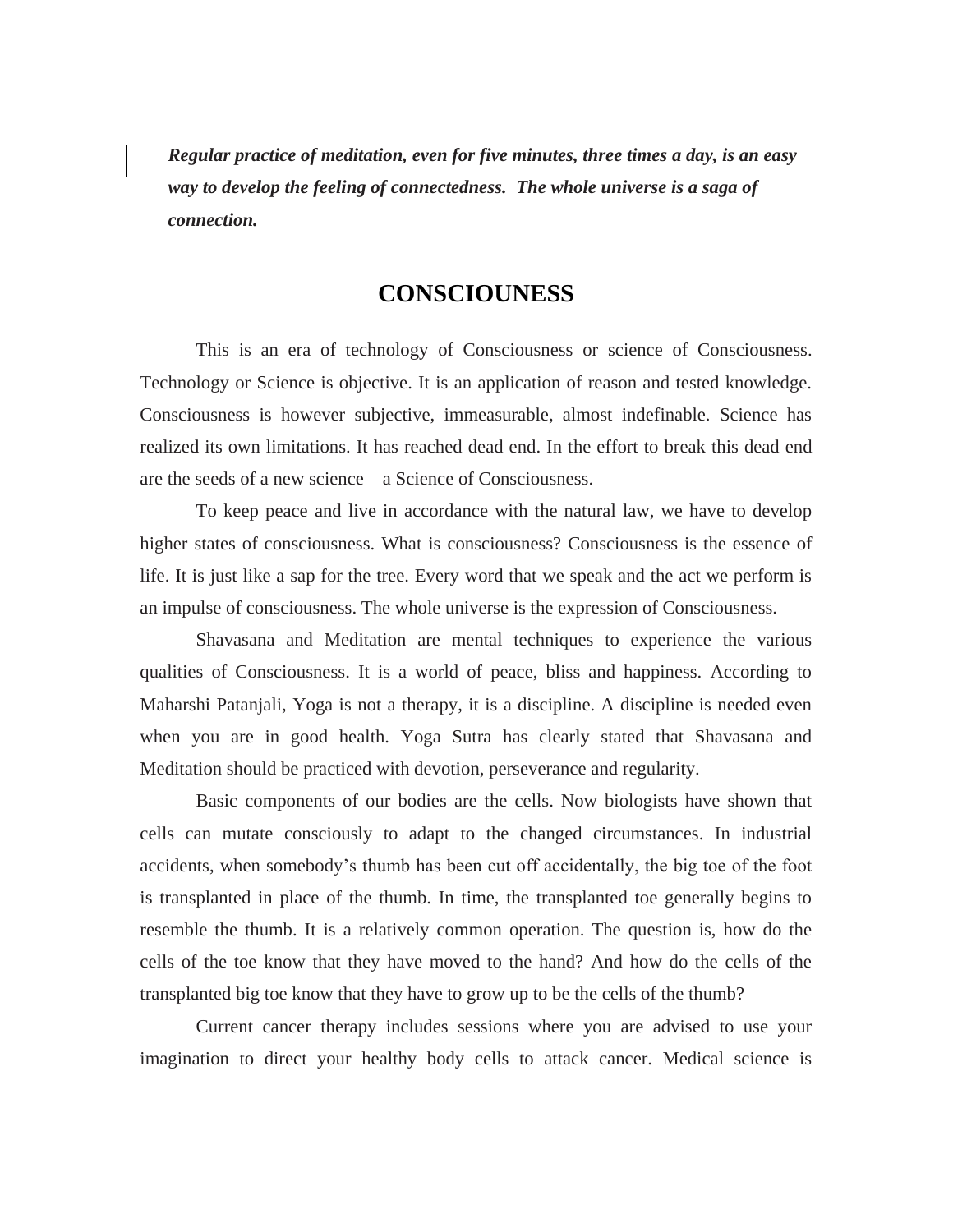*Regular practice of meditation, even for five minutes, three times a day, is an easy way to develop the feeling of connectedness. The whole universe is a saga of connection.*

# CONSCIOUNESS

This is an era of technology of Consciousness or science of Consciousness. Technology or Science is objective. It is an application of reason and tested knowledge. Consciousness is however subjective, immeasurable, almost indefinable. Science has realized its own limitations. It has reached dead end. In the effort to break this dead end are the seeds of a new science – a Science of Consciousness.

To keep peace and live in accordance with the natural law, we have to develop higher states of consciousness. What is consciousness? Consciousness is the essence of life. It is just like a sap for the tree. Every word that we speak and the act we perform is an impulse of consciousness. The whole universe is the expression of Consciousness.

Shavasana and Meditation are mental techniques to experience the various qualities of Consciousness. It is a world of peace, bliss and happiness. According to Maharshi Patanjali, Yoga is not a therapy, it is a discipline. A discipline is needed even when you are in good health. Yoga Sutra has clearly stated that Shavasana and Meditation should be practiced with devotion, perseverance and regularity.

Basic components of our bodies are the cells. Now biologists have shown that cells can mutate consciously to adapt to the changed circumstances. In industrial accidents, when somebody's thumb has been cut off accidentally, the big toe of the foot is transplanted in place of the thumb. In time, the transplanted toe generally begins to resemble the thumb. It is a relatively common operation. The question is, how do the cells of the toe know that they have moved to the hand? And how do the cells of the transplanted big toe know that they have to grow up to be the cells of the thumb?

Current cancer therapy includes sessions where you are advised to use your imagination to direct your healthy body cells to attack cancer. Medical science is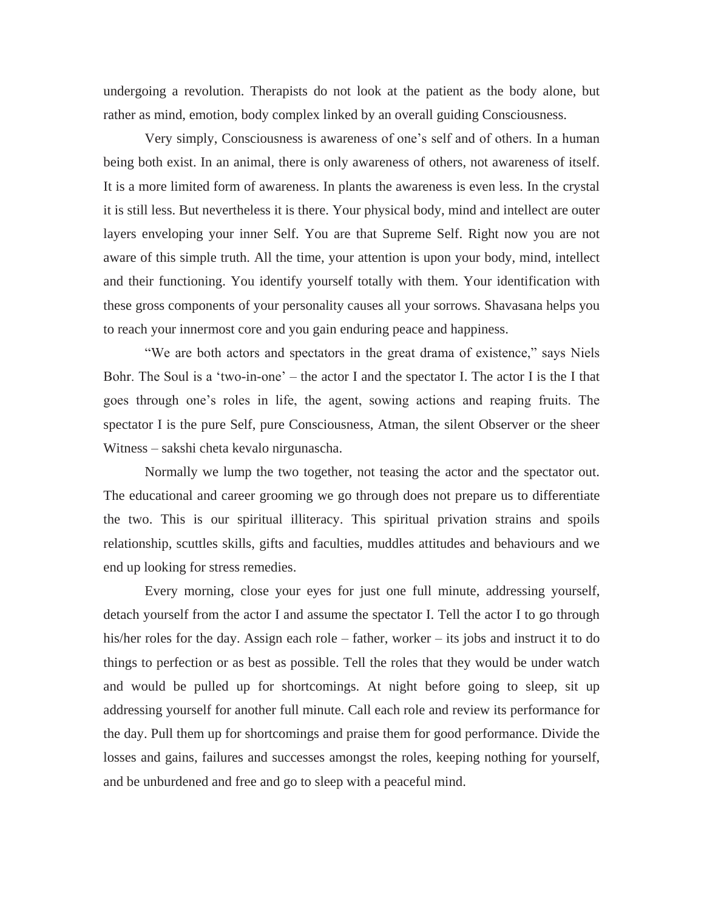undergoing a revolution. Therapists do not look at the patient as the body alone, but rather as mind, emotion, body complex linked by an overall guiding Consciousness.

Very simply, Consciousness is awareness of one's self and of others. In a human being both exist. In an animal, there is only awareness of others, not awareness of itself. It is a more limited form of awareness. In plants the awareness is even less. In the crystal it is still less. But nevertheless it is there. Your physical body, mind and intellect are outer layers enveloping your inner Self. You are that Supreme Self. Right now you are not aware of this simple truth. All the time, your attention is upon your body, mind, intellect and their functioning. You identify yourself totally with them. Your identification with these gross components of your personality causes all your sorrows. Shavasana helps you to reach your innermost core and you gain enduring peace and happiness.

"We are both actors and spectators in the great drama of existence," says Niels Bohr. The Soul is a 'two-in-one' – the actor I and the spectator I. The actor I is the I that goes through one's roles in life, the agent, sowing actions and reaping fruits. The spectator I is the pure Self, pure Consciousness, Atman, the silent Observer or the sheer Witness – sakshi cheta kevalo nirgunascha.

Normally we lump the two together, not teasing the actor and the spectator out. The educational and career grooming we go through does not prepare us to differentiate the two. This is our spiritual illiteracy. This spiritual privation strains and spoils relationship, scuttles skills, gifts and faculties, muddles attitudes and behaviours and we end up looking for stress remedies.

Every morning, close your eyes for just one full minute, addressing yourself, detach yourself from the actor I and assume the spectator I. Tell the actor I to go through his/her roles for the day. Assign each role – father, worker – its jobs and instruct it to do things to perfection or as best as possible. Tell the roles that they would be under watch and would be pulled up for shortcomings. At night before going to sleep, sit up addressing yourself for another full minute. Call each role and review its performance for the day. Pull them up for shortcomings and praise them for good performance. Divide the losses and gains, failures and successes amongst the roles, keeping nothing for yourself, and be unburdened and free and go to sleep with a peaceful mind.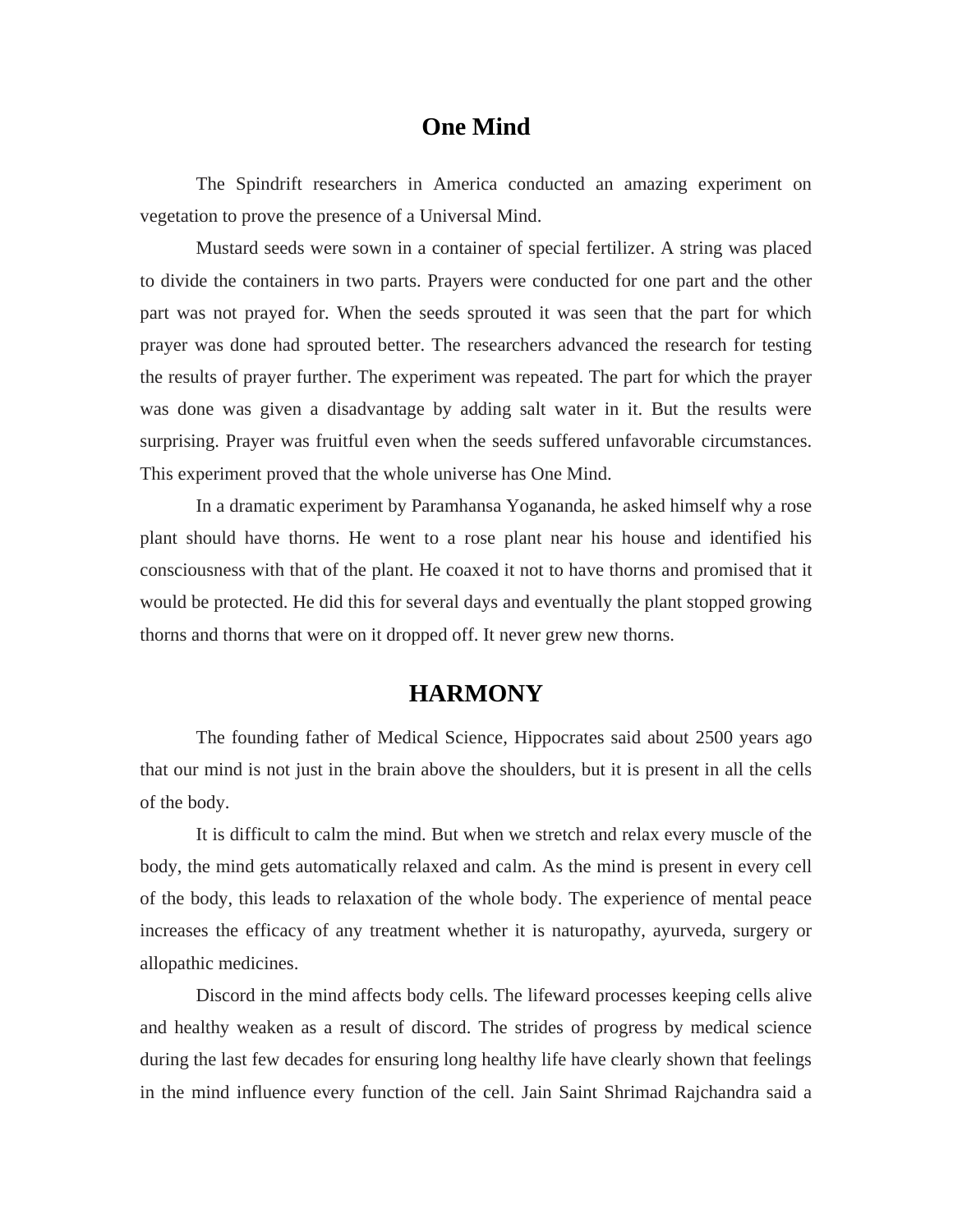## One Mind

The Spindrift researchers in America conducted an amazing experiment on vegetation to prove the presence of a Universal Mind.

Mustard seeds were sown in a container of special fertilizer. A string was placed to divide the containers in two parts. Prayers were conducted for one part and the other part was not prayed for. When the seeds sprouted it was seen that the part for which prayer was done had sprouted better. The researchers advanced the research for testing the results of prayer further. The experiment was repeated. The part for which the prayer was done was given a disadvantage by adding salt water in it. But the results were surprising. Prayer was fruitful even when the seeds suffered unfavorable circumstances. This experiment proved that the whole universe has One Mind.

In a dramatic experiment by Paramhansa Yogananda, he asked himself why a rose plant should have thorns. He went to a rose plant near his house and identified his consciousness with that of the plant. He coaxed it not to have thorns and promised that it would be protected. He did this for several days and eventually the plant stopped growing thorns and thorns that were on it dropped off. It never grew new thorns.

## HARMONY

The founding father of Medical Science, Hippocrates said about 2500 years ago that our mind is not just in the brain above the shoulders, but it is present in all the cells of the body.

It is difficult to calm the mind. But when we stretch and relax every muscle of the body, the mind gets automatically relaxed and calm. As the mind is present in every cell of the body, this leads to relaxation of the whole body. The experience of mental peace increases the efficacy of any treatment whether it is naturopathy, ayurveda, surgery or allopathic medicines.

Discord in the mind affects body cells. The lifeward processes keeping cells alive and healthy weaken as a result of discord. The strides of progress by medical science during the last few decades for ensuring long healthy life have clearly shown that feelings in the mind influence every function of the cell. Jain Saint Shrimad Rajchandra said a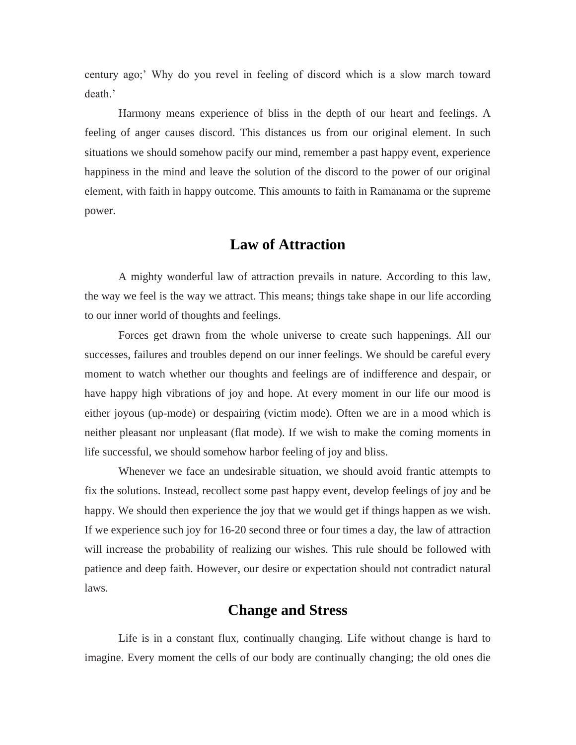century ago;' Why do you revel in feeling of discord which is a slow march toward death.'

Harmony means experience of bliss in the depth of our heart and feelings. A feeling of anger causes discord. This distances us from our original element. In such situations we should somehow pacify our mind, remember a past happy event, experience happiness in the mind and leave the solution of the discord to the power of our original element, with faith in happy outcome. This amounts to faith in Ramanama or the supreme power.

## Law of Attraction

A mighty wonderful law of attraction prevails in nature. According to this law, the way we feel is the way we attract. This means; things take shape in our life according to our inner world of thoughts and feelings.

Forces get drawn from the whole universe to create such happenings. All our successes, failures and troubles depend on our inner feelings. We should be careful every moment to watch whether our thoughts and feelings are of indifference and despair, or have happy high vibrations of joy and hope. At every moment in our life our mood is either joyous (up-mode) or despairing (victim mode). Often we are in a mood which is neither pleasant nor unpleasant (flat mode). If we wish to make the coming moments in life successful, we should somehow harbor feeling of joy and bliss.

Whenever we face an undesirable situation, we should avoid frantic attempts to fix the solutions. Instead, recollect some past happy event, develop feelings of joy and be happy. We should then experience the joy that we would get if things happen as we wish. If we experience such joy for 16-20 second three or four times a day, the law of attraction will increase the probability of realizing our wishes. This rule should be followed with patience and deep faith. However, our desire or expectation should not contradict natural laws.

## Change and Stress

Life is in a constant flux, continually changing. Life without change is hard to imagine. Every moment the cells of our body are continually changing; the old ones die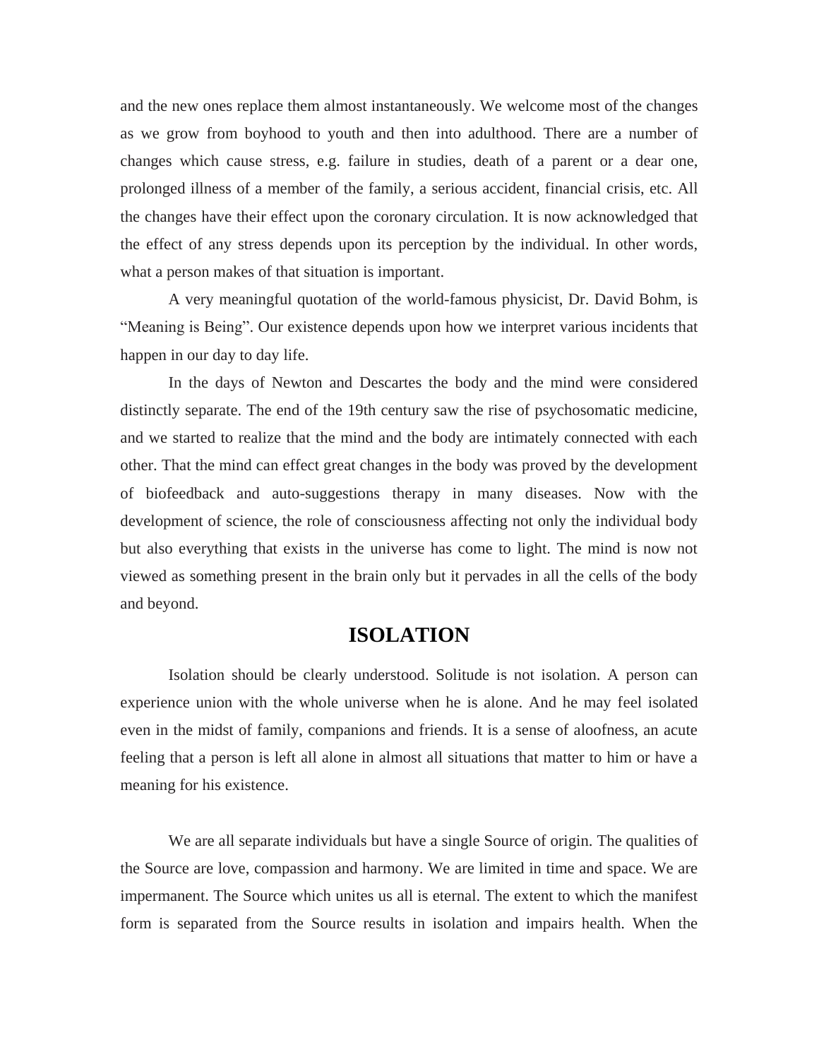and the new ones replace them almost instantaneously. We welcome most of the changes as we grow from boyhood to youth and then into adulthood. There are a number of changes which cause stress, e.g. failure in studies, death of a parent or a dear one, prolonged illness of a member of the family, a serious accident, financial crisis, etc. All the changes have their effect upon the coronary circulation. It is now acknowledged that the effect of any stress depends upon its perception by the individual. In other words, what a person makes of that situation is important.

A very meaningful quotation of the world-famous physicist, Dr. David Bohm, is "Meaning is Being". Our existence depends upon how we interpret various incidents that happen in our day to day life.

In the days of Newton and Descartes the body and the mind were considered distinctly separate. The end of the 19th century saw the rise of psychosomatic medicine, and we started to realize that the mind and the body are intimately connected with each other. That the mind can effect great changes in the body was proved by the development of biofeedback and auto-suggestions therapy in many diseases. Now with the development of science, the role of consciousness affecting not only the individual body but also everything that exists in the universe has come to light. The mind is now not viewed as something present in the brain only but it pervades in all the cells of the body and beyond.

## ISOLATION

Isolation should be clearly understood. Solitude is not isolation. A person can experience union with the whole universe when he is alone. And he may feel isolated even in the midst of family, companions and friends. It is a sense of aloofness, an acute feeling that a person is left all alone in almost all situations that matter to him or have a meaning for his existence.

We are all separate individuals but have a single Source of origin. The qualities of the Source are love, compassion and harmony. We are limited in time and space. We are impermanent. The Source which unites us all is eternal. The extent to which the manifest form is separated from the Source results in isolation and impairs health. When the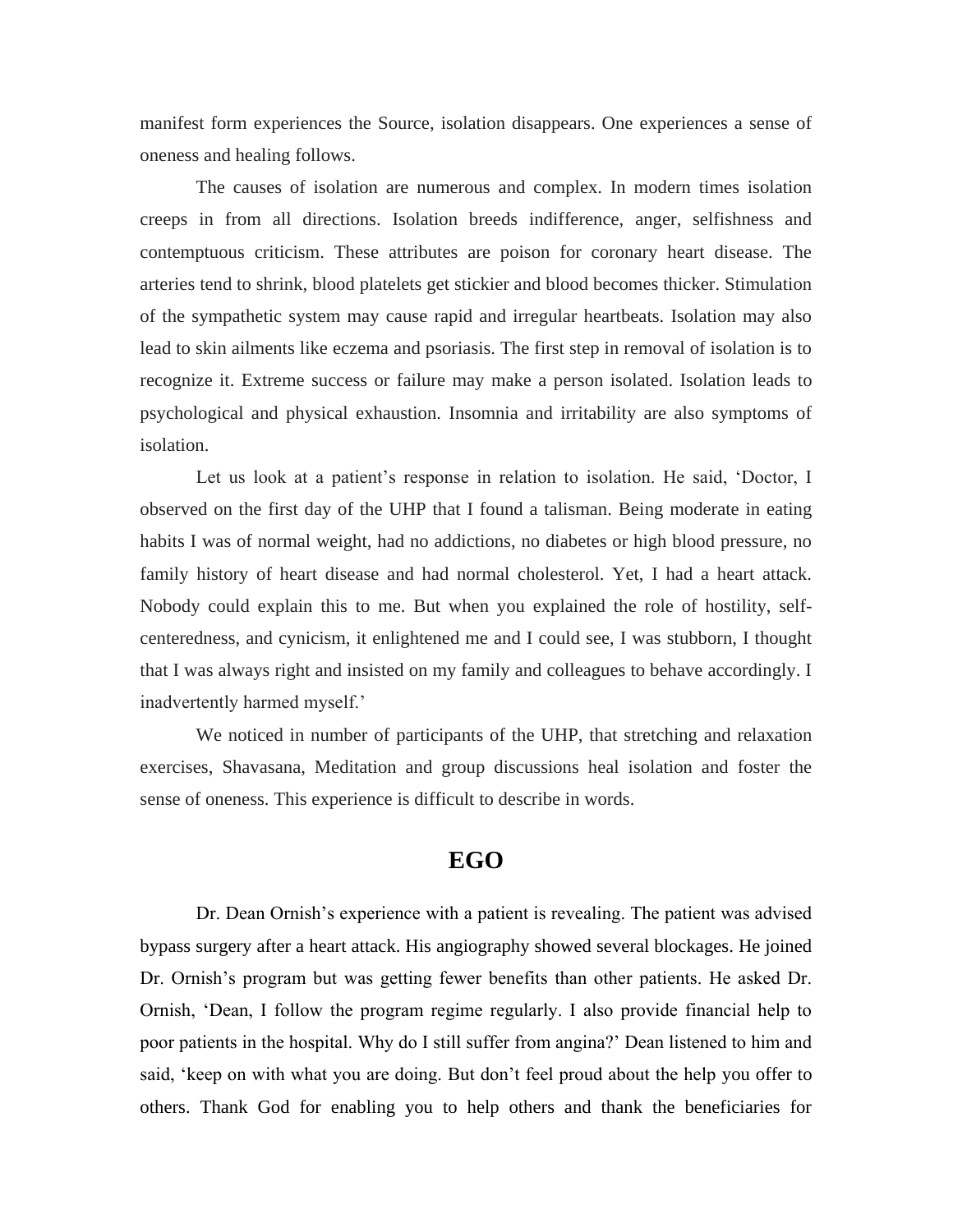manifest form experiences the Source, isolation disappears. One experiences a sense of oneness and healing follows.

The causes of isolation are numerous and complex. In modern times isolation creeps in from all directions. Isolation breeds indifference, anger, selfishness and contemptuous criticism. These attributes are poison for coronary heart disease. The arteries tend to shrink, blood platelets get stickier and blood becomes thicker. Stimulation of the sympathetic system may cause rapid and irregular heartbeats. Isolation may also lead to skin ailments like eczema and psoriasis. The first step in removal of isolation is to recognize it. Extreme success or failure may make a person isolated. Isolation leads to psychological and physical exhaustion. Insomnia and irritability are also symptoms of isolation.

Let us look at a patient's response in relation to isolation. He said, 'Doctor, I observed on the first day of the UHP that I found a talisman. Being moderate in eating habits I was of normal weight, had no addictions, no diabetes or high blood pressure, no family history of heart disease and had normal cholesterol. Yet, I had a heart attack. Nobody could explain this to me. But when you explained the role of hostility, self-centeredness, and cynicism, it enlightened me and I could see, I was stubborn, I thought that I was always right and insisted on my family and colleagues to behave accordingly. I inadvertently harmed myself.'

We noticed in number of participants of the UHP, that stretching and relaxation exercises, Shavasana, Meditation and group discussions heal isolation and foster the sense of oneness. This experience is difficult to describe in words.

## EGO

Dr. Dean Ornish's experience with a patient is revealing. The patient was advised bypass surgery after a heart attack. His angiography showed several blockages. He joined Dr. Ornish's program but was getting fewer benefits than other patients. He asked Dr. Ornish, 'Dean, I follow the program regime regularly. I also provide financial help to poor patients in the hospital. Why do I still suffer from angina?' Dean listened to him and said, 'keep on with what you are doing. But don't feel proud about the help you offer to others. Thank God for enabling you to help others and thank the beneficiaries for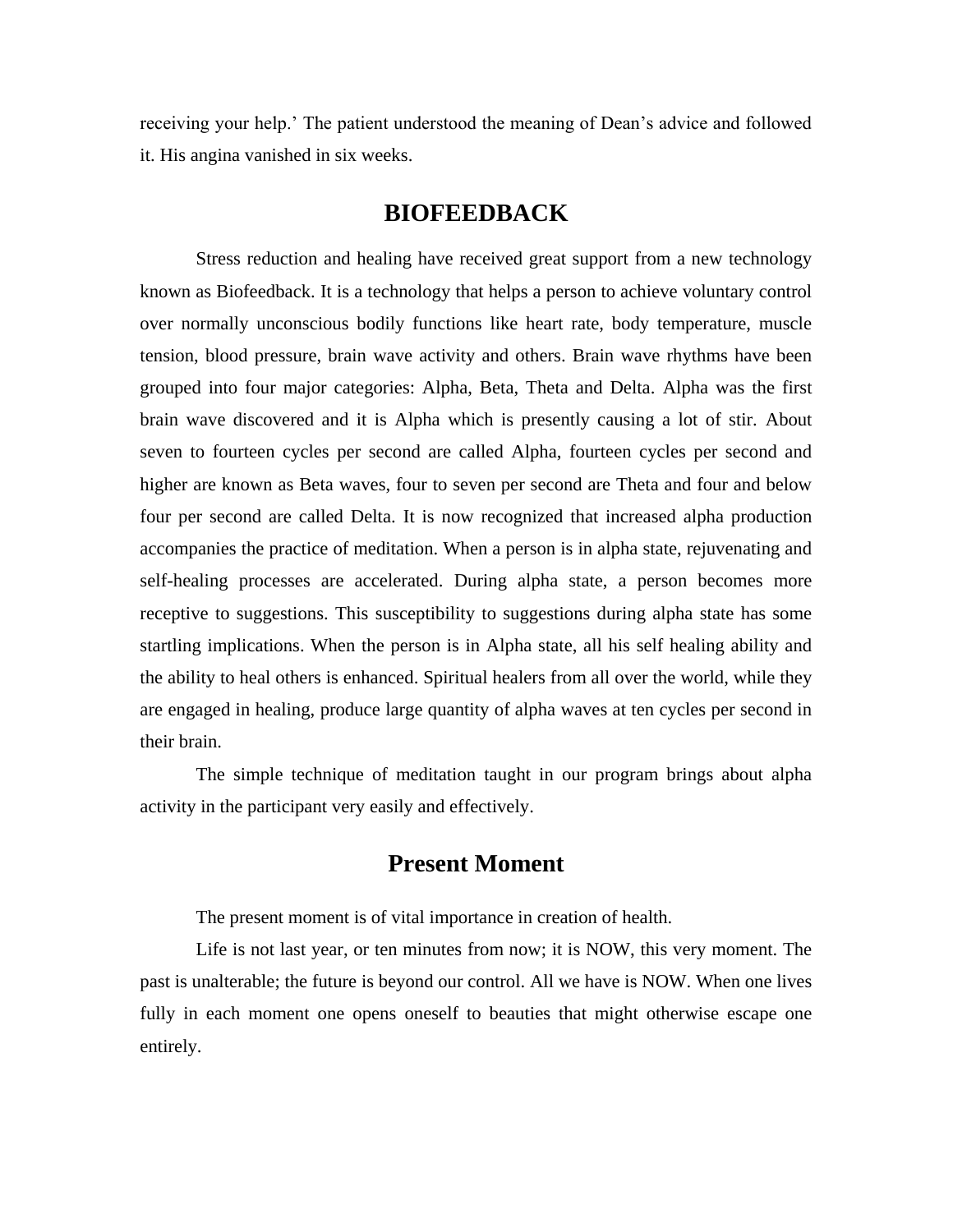receiving your help.' The patient understood the meaning of Dean's advice and followed it. His angina vanished in six weeks.

## BIOFEEDBACK

Stress reduction and healing have received great support from a new technology known as Biofeedback. It is a technology that helps a person to achieve voluntary control over normally unconscious bodily functions like heart rate, body temperature, muscle tension, blood pressure, brain wave activity and others. Brain wave rhythms have been grouped into four major categories: Alpha, Beta, Theta and Delta. Alpha was the first brain wave discovered and it is Alpha which is presently causing a lot of stir. About seven to fourteen cycles per second are called Alpha, fourteen cycles per second and higher are known as Beta waves, four to seven per second are Theta and four and below four per second are called Delta. It is now recognized that increased alpha production accompanies the practice of meditation. When a person is in alpha state, rejuvenating and self-healing processes are accelerated. During alpha state, a person becomes more receptive to suggestions. This susceptibility to suggestions during alpha state has some startling implications. When the person is in Alpha state, all his self healing ability and the ability to heal others is enhanced. Spiritual healers from all over the world, while they are engaged in healing, produce large quantity of alpha waves at ten cycles per second in their brain.

The simple technique of meditation taught in our program brings about alpha activity in the participant very easily and effectively.

## Present Moment

The present moment is of vital importance in creation of health.

Life is not last year, or ten minutes from now; it is NOW, this very moment. The past is unalterable; the future is beyond our control. All we have is NOW. When one lives fully in each moment one opens oneself to beauties that might otherwise escape one entirely.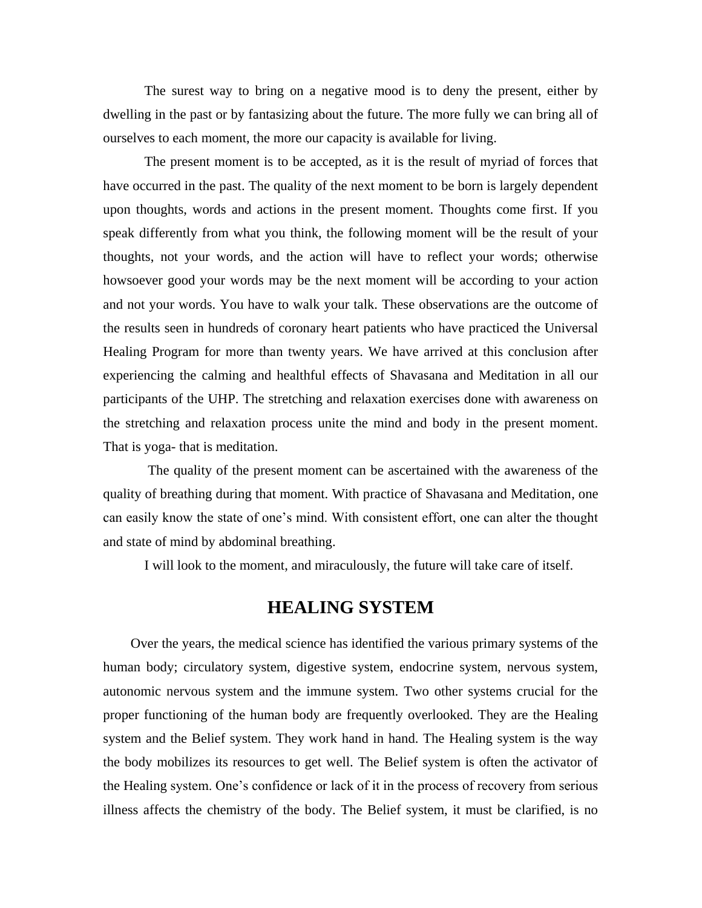The surest way to bring on a negative mood is to deny the present, either by dwelling in the past or by fantasizing about the future. The more fully we can bring all of ourselves to each moment, the more our capacity is available for living.

The present moment is to be accepted, as it is the result of myriad of forces that have occurred in the past. The quality of the next moment to be born is largely dependent upon thoughts, words and actions in the present moment. Thoughts come first. If you speak differently from what you think, the following moment will be the result of your thoughts, not your words, and the action will have to reflect your words; otherwise howsoever good your words may be the next moment will be according to your action and not your words. You have to walk your talk. These observations are the outcome of the results seen in hundreds of coronary heart patients who have practiced the Universal Healing Program for more than twenty years. We have arrived at this conclusion after experiencing the calming and healthful effects of Shavasana and Meditation in all our participants of the UHP. The stretching and relaxation exercises done with awareness on the stretching and relaxation process unite the mind and body in the present moment. That is yoga- that is meditation.

The quality of the present moment can be ascertained with the awareness of the quality of breathing during that moment. With practice of Shavasana and Meditation, one can easily know the state of one's mind. With consistent effort, one can alter the thought and state of mind by abdominal breathing.

I will look to the moment, and miraculously, the future will take care of itself.

## HEALING SYSTEM

Over the years, the medical science has identified the various primary systems of the human body; circulatory system, digestive system, endocrine system, nervous system, autonomic nervous system and the immune system. Two other systems crucial for the proper functioning of the human body are frequently overlooked. They are the Healing system and the Belief system. They work hand in hand. The Healing system is the way the body mobilizes its resources to get well. The Belief system is often the activator of the Healing system. One's confidence or lack of it in the process of recovery from serious illness affects the chemistry of the body. The Belief system, it must be clarified, is no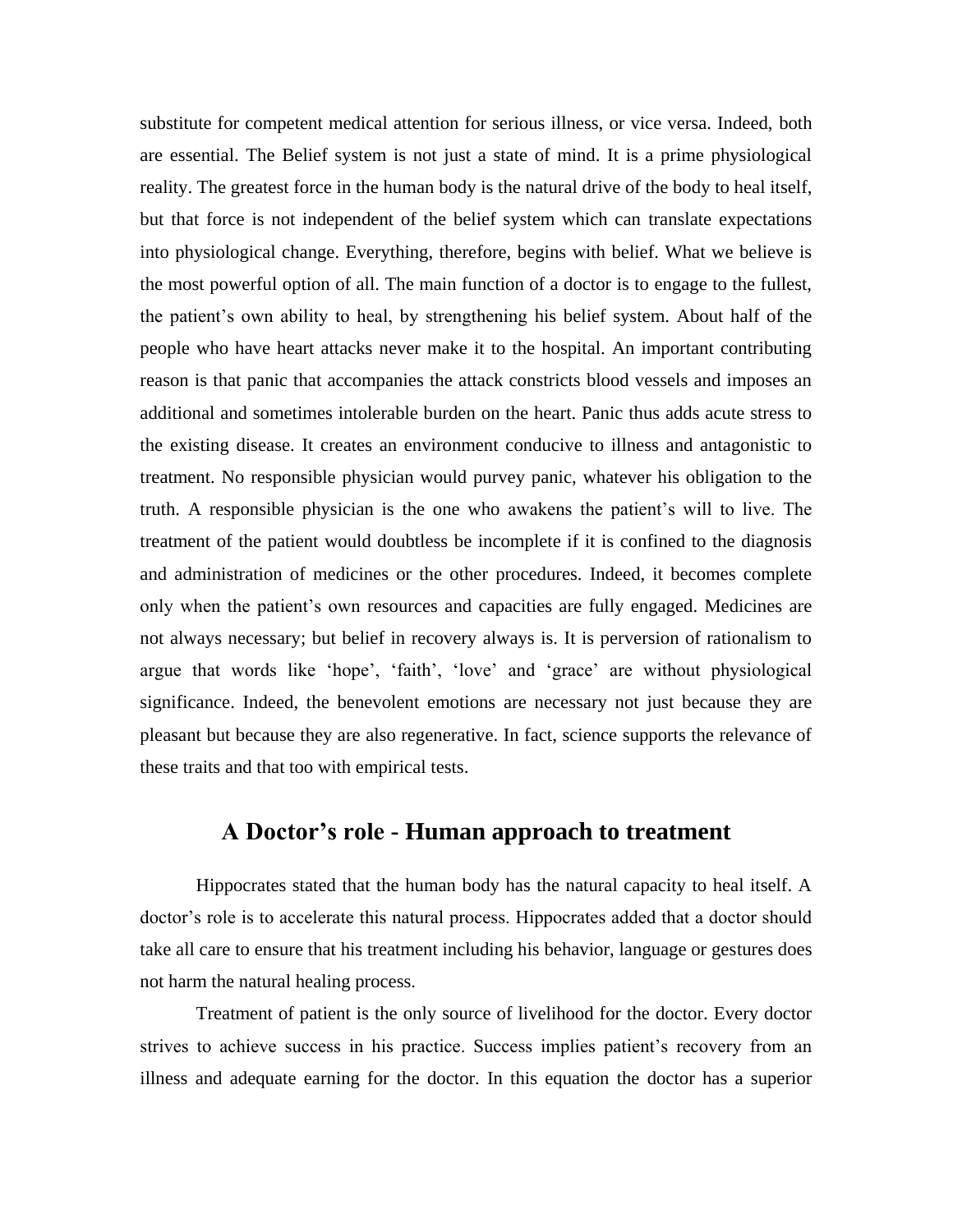substitute for competent medical attention for serious illness, or vice versa. Indeed, both are essential. The Belief system is not just a state of mind. It is a prime physiological reality. The greatest force in the human body is the natural drive of the body to heal itself, but that force is not independent of the belief system which can translate expectations into physiological change. Everything, therefore, begins with belief. What we believe is the most powerful option of all. The main function of a doctor is to engage to the fullest, the patient's own ability to heal, by strengthening his belief system. About half of the people who have heart attacks never make it to the hospital. An important contributing reason is that panic that accompanies the attack constricts blood vessels and imposes an additional and sometimes intolerable burden on the heart. Panic thus adds acute stress to the existing disease. It creates an environment conducive to illness and antagonistic to treatment. No responsible physician would purvey panic, whatever his obligation to the truth. A responsible physician is the one who awakens the patient's will to live. The treatment of the patient would doubtless be incomplete if it is confined to the diagnosis and administration of medicines or the other procedures. Indeed, it becomes complete only when the patient's own resources and capacities are fully engaged. Medicines are not always necessary; but belief in recovery always is. It is perversion of rationalism to argue that words like 'hope', 'faith', 'love' and 'grace' are without physiological significance. Indeed, the benevolent emotions are necessary not just because they are pleasant but because they are also regenerative. In fact, science supports the relevance of these traits and that too with empirical tests.

## A Doctor's role - Human approach to treatment

Hippocrates stated that the human body has the natural capacity to heal itself. A doctor's role is to accelerate this natural process. Hippocrates added that a doctor should take all care to ensure that his treatment including his behavior, language or gestures does not harm the natural healing process.

Treatment of patient is the only source of livelihood for the doctor. Every doctor strives to achieve success in his practice. Success implies patient's recovery from an illness and adequate earning for the doctor. In this equation the doctor has a superior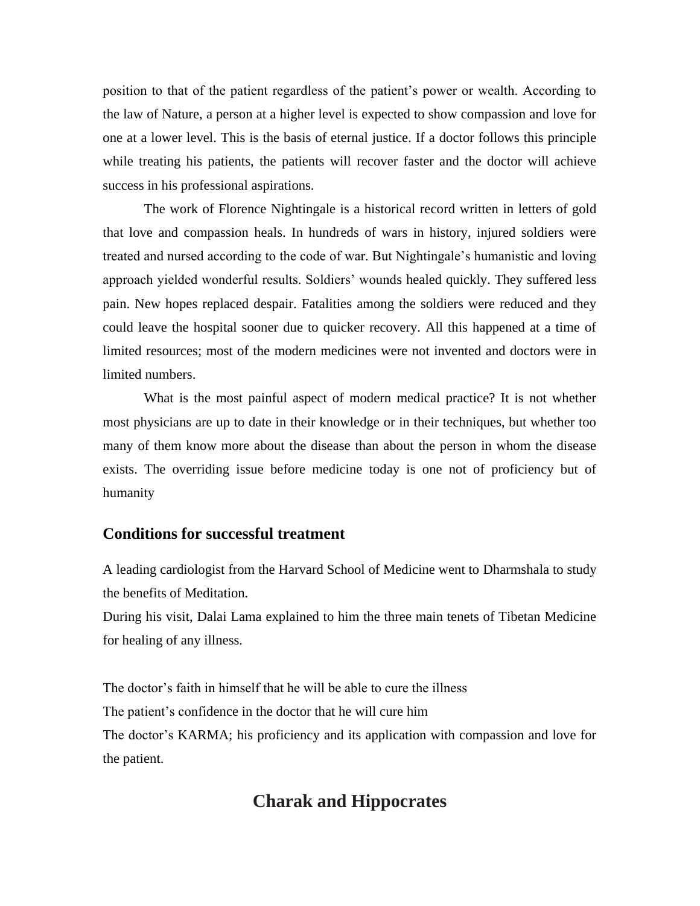position to that of the patient regardless of the patient's power or wealth. According to the law of Nature, a person at a higher level is expected to show compassion and love for one at a lower level. This is the basis of eternal justice. If a doctor follows this principle while treating his patients, the patients will recover faster and the doctor will achieve success in his professional aspirations.

The work of Florence Nightingale is a historical record written in letters of gold that love and compassion heals. In hundreds of wars in history, injured soldiers were treated and nursed according to the code of war. But Nightingale's humanistic and loving approach yielded wonderful results. Soldiers' wounds healed quickly. They suffered less pain. New hopes replaced despair. Fatalities among the soldiers were reduced and they could leave the hospital sooner due to quicker recovery. All this happened at a time of limited resources; most of the modern medicines were not invented and doctors were in limited numbers.

What is the most painful aspect of modern medical practice? It is not whether most physicians are up to date in their knowledge or in their techniques, but whether too many of them know more about the disease than about the person in whom the disease exists. The overriding issue before medicine today is one not of proficiency but of humanity

### Conditions for successful treatment

A leading cardiologist from the Harvard School of Medicine went to Dharmshala to study the benefits of Meditation.
During his visit, Dalai Lama explained to him the three main tenets of Tibetan Medicine for healing of any illness.

The doctor's faith in himself that he will be able to cure the illness
The patient's confidence in the doctor that he will cure him
The doctor's KARMA; his proficiency and its application with compassion and love for the patient.

## Charak and Hippocrates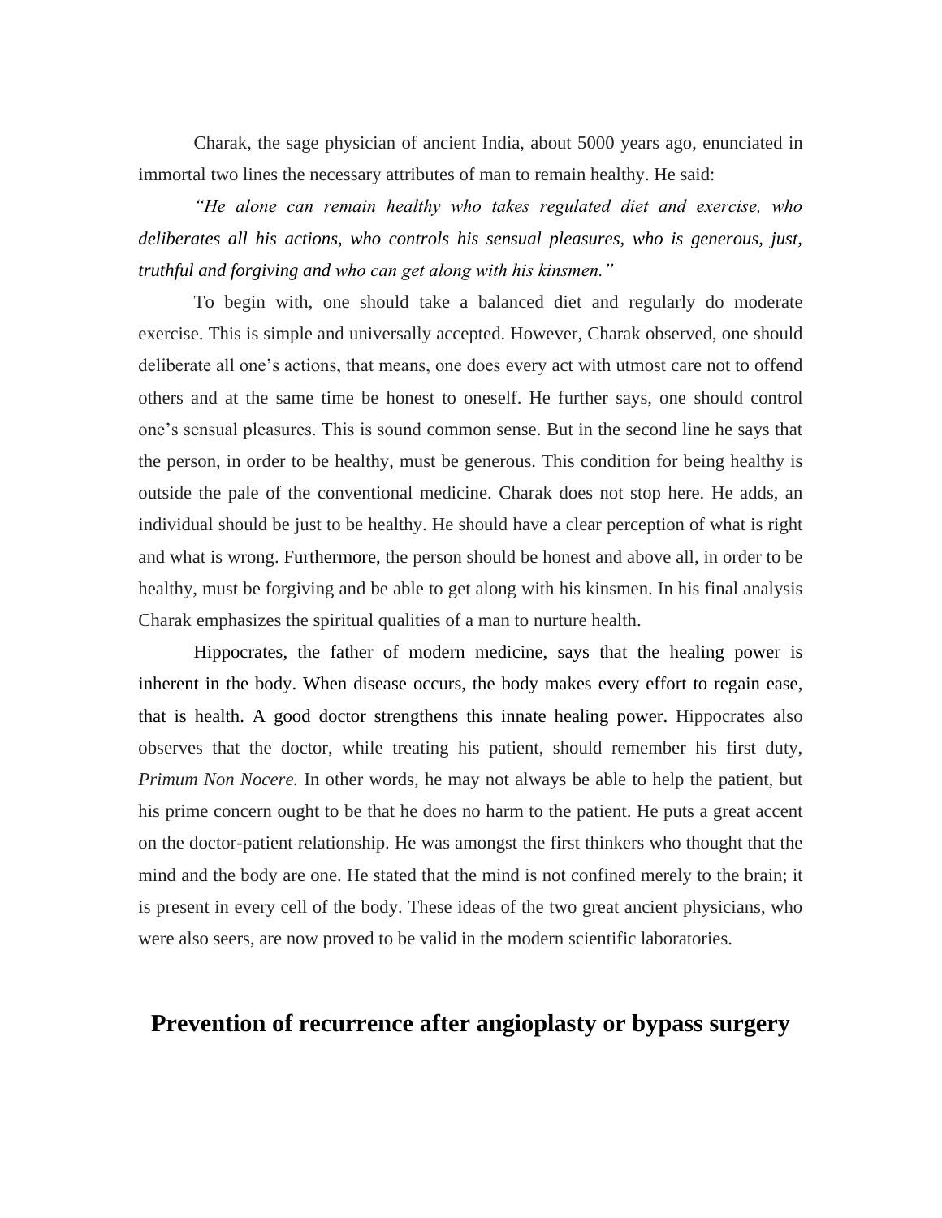Charak, the sage physician of ancient India, about 5000 years ago, enunciated in immortal two lines the necessary attributes of man to remain healthy. He said:

*"He alone can remain healthy who takes regulated diet and exercise, who deliberates all his actions, who controls his sensual pleasures, who is generous, just, truthful and forgiving and who can get along with his kinsmen."*

To begin with, one should take a balanced diet and regularly do moderate exercise. This is simple and universally accepted. However, Charak observed, one should deliberate all one's actions, that means, one does every act with utmost care not to offend others and at the same time be honest to oneself. He further says, one should control one's sensual pleasures. This is sound common sense. But in the second line he says that the person, in order to be healthy, must be generous. This condition for being healthy is outside the pale of the conventional medicine. Charak does not stop here. He adds, an individual should be just to be healthy. He should have a clear perception of what is right and what is wrong. Furthermore, the person should be honest and above all, in order to be healthy, must be forgiving and be able to get along with his kinsmen. In his final analysis Charak emphasizes the spiritual qualities of a man to nurture health.

Hippocrates, the father of modern medicine, says that the healing power is inherent in the body. When disease occurs, the body makes every effort to regain ease, that is health. A good doctor strengthens this innate healing power. Hippocrates also observes that the doctor, while treating his patient, should remember his first duty, *Primum Non Nocere.* In other words, he may not always be able to help the patient, but his prime concern ought to be that he does no harm to the patient. He puts a great accent on the doctor-patient relationship. He was amongst the first thinkers who thought that the mind and the body are one. He stated that the mind is not confined merely to the brain; it is present in every cell of the body. These ideas of the two great ancient physicians, who were also seers, are now proved to be valid in the modern scientific laboratories.

## Prevention of recurrence after angioplasty or bypass surgery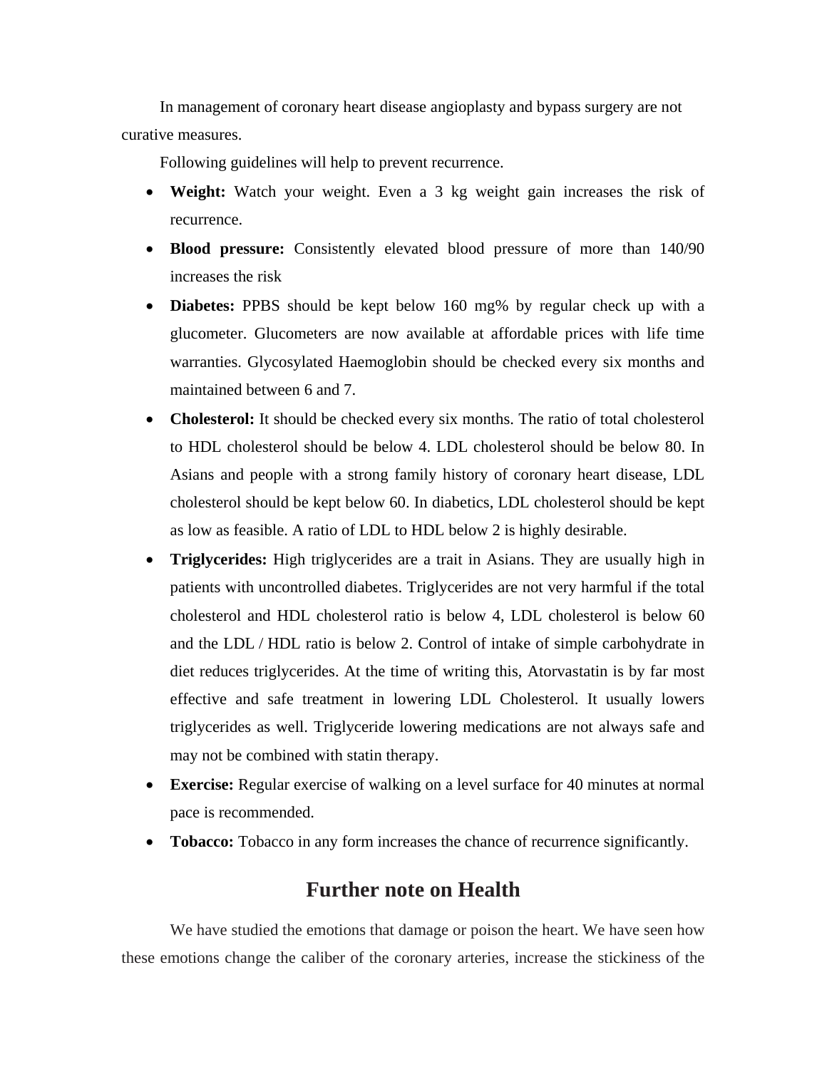In management of coronary heart disease angioplasty and bypass surgery are not curative measures.

Following guidelines will help to prevent recurrence.

- **Weight:** Watch your weight. Even a 3 kg weight gain increases the risk of recurrence.
- **Blood pressure:** Consistently elevated blood pressure of more than 140/90 increases the risk
- **Diabetes:** PPBS should be kept below 160 mg% by regular check up with a glucometer. Glucometers are now available at affordable prices with life time warranties. Glycosylated Haemoglobin should be checked every six months and maintained between 6 and 7.
- **Cholesterol:** It should be checked every six months. The ratio of total cholesterol to HDL cholesterol should be below 4. LDL cholesterol should be below 80. In Asians and people with a strong family history of coronary heart disease, LDL cholesterol should be kept below 60. In diabetics, LDL cholesterol should be kept as low as feasible. A ratio of LDL to HDL below 2 is highly desirable.
- **Triglycerides:** High triglycerides are a trait in Asians. They are usually high in patients with uncontrolled diabetes. Triglycerides are not very harmful if the total cholesterol and HDL cholesterol ratio is below 4, LDL cholesterol is below 60 and the LDL / HDL ratio is below 2. Control of intake of simple carbohydrate in diet reduces triglycerides. At the time of writing this, Atorvastatin is by far most effective and safe treatment in lowering LDL Cholesterol. It usually lowers triglycerides as well. Triglyceride lowering medications are not always safe and may not be combined with statin therapy.
- **Exercise:** Regular exercise of walking on a level surface for 40 minutes at normal pace is recommended.
- **Tobacco:** Tobacco in any form increases the chance of recurrence significantly.

## Further note on Health

We have studied the emotions that damage or poison the heart. We have seen how these emotions change the caliber of the coronary arteries, increase the stickiness of the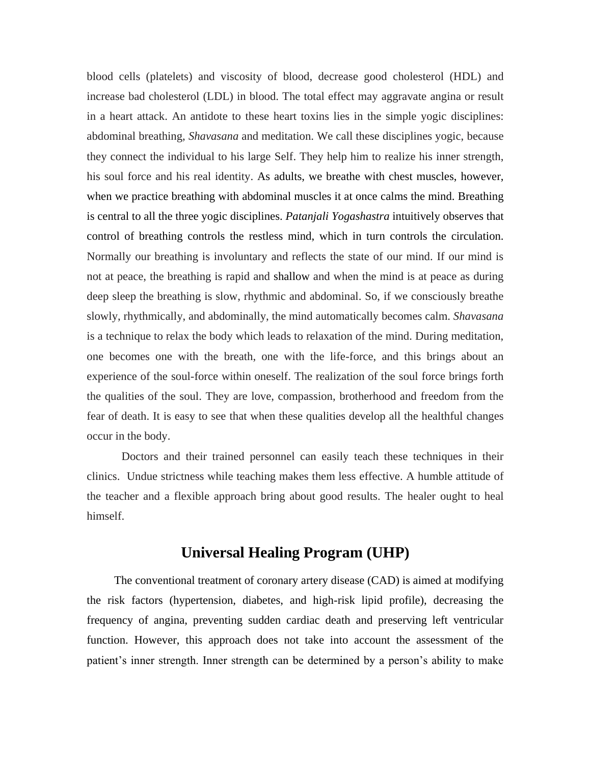blood cells (platelets) and viscosity of blood, decrease good cholesterol (HDL) and increase bad cholesterol (LDL) in blood. The total effect may aggravate angina or result in a heart attack. An antidote to these heart toxins lies in the simple yogic disciplines: abdominal breathing, *Shavasana* and meditation. We call these disciplines yogic, because they connect the individual to his large Self. They help him to realize his inner strength, his soul force and his real identity. As adults, we breathe with chest muscles, however, when we practice breathing with abdominal muscles it at once calms the mind. Breathing is central to all the three yogic disciplines. *Patanjali Yogashastra* intuitively observes that control of breathing controls the restless mind, which in turn controls the circulation. Normally our breathing is involuntary and reflects the state of our mind. If our mind is not at peace, the breathing is rapid and shallow and when the mind is at peace as during deep sleep the breathing is slow, rhythmic and abdominal. So, if we consciously breathe slowly, rhythmically, and abdominally, the mind automatically becomes calm. *Shavasana* is a technique to relax the body which leads to relaxation of the mind. During meditation, one becomes one with the breath, one with the life-force, and this brings about an experience of the soul-force within oneself. The realization of the soul force brings forth the qualities of the soul. They are love, compassion, brotherhood and freedom from the fear of death. It is easy to see that when these qualities develop all the healthful changes occur in the body.

Doctors and their trained personnel can easily teach these techniques in their clinics. Undue strictness while teaching makes them less effective. A humble attitude of the teacher and a flexible approach bring about good results. The healer ought to heal himself.

## Universal Healing Program (UHP)

The conventional treatment of coronary artery disease (CAD) is aimed at modifying the risk factors (hypertension, diabetes, and high-risk lipid profile), decreasing the frequency of angina, preventing sudden cardiac death and preserving left ventricular function. However, this approach does not take into account the assessment of the patient's inner strength. Inner strength can be determined by a person's ability to make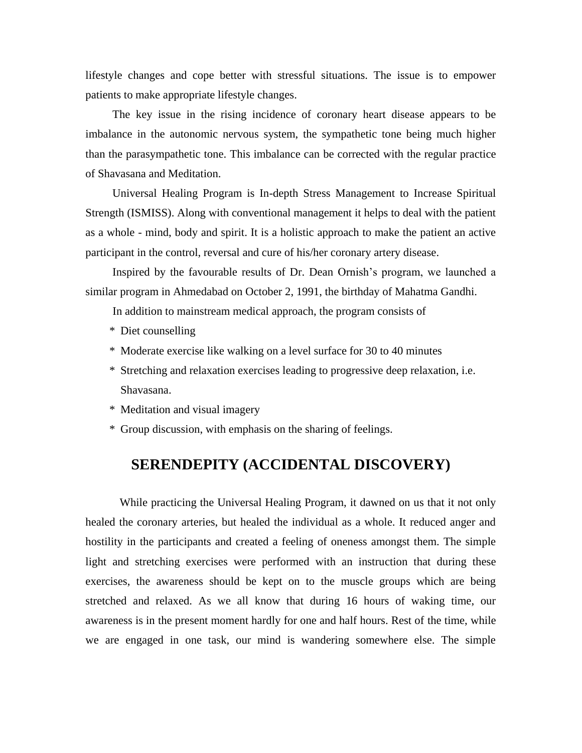lifestyle changes and cope better with stressful situations. The issue is to empower patients to make appropriate lifestyle changes.

The key issue in the rising incidence of coronary heart disease appears to be imbalance in the autonomic nervous system, the sympathetic tone being much higher than the parasympathetic tone. This imbalance can be corrected with the regular practice of Shavasana and Meditation.

Universal Healing Program is In-depth Stress Management to Increase Spiritual Strength (ISMISS). Along with conventional management it helps to deal with the patient as a whole - mind, body and spirit. It is a holistic approach to make the patient an active participant in the control, reversal and cure of his/her coronary artery disease.

Inspired by the favourable results of Dr. Dean Ornish's program, we launched a similar program in Ahmedabad on October 2, 1991, the birthday of Mahatma Gandhi.

In addition to mainstream medical approach, the program consists of

* Diet counselling
* Moderate exercise like walking on a level surface for 30 to 40 minutes
* Stretching and relaxation exercises leading to progressive deep relaxation, i.e. Shavasana.
* Meditation and visual imagery
* Group discussion, with emphasis on the sharing of feelings.

## SERENDEPITY (ACCIDENTAL DISCOVERY)

While practicing the Universal Healing Program, it dawned on us that it not only healed the coronary arteries, but healed the individual as a whole. It reduced anger and hostility in the participants and created a feeling of oneness amongst them. The simple light and stretching exercises were performed with an instruction that during these exercises, the awareness should be kept on to the muscle groups which are being stretched and relaxed. As we all know that during 16 hours of waking time, our awareness is in the present moment hardly for one and half hours. Rest of the time, while we are engaged in one task, our mind is wandering somewhere else. The simple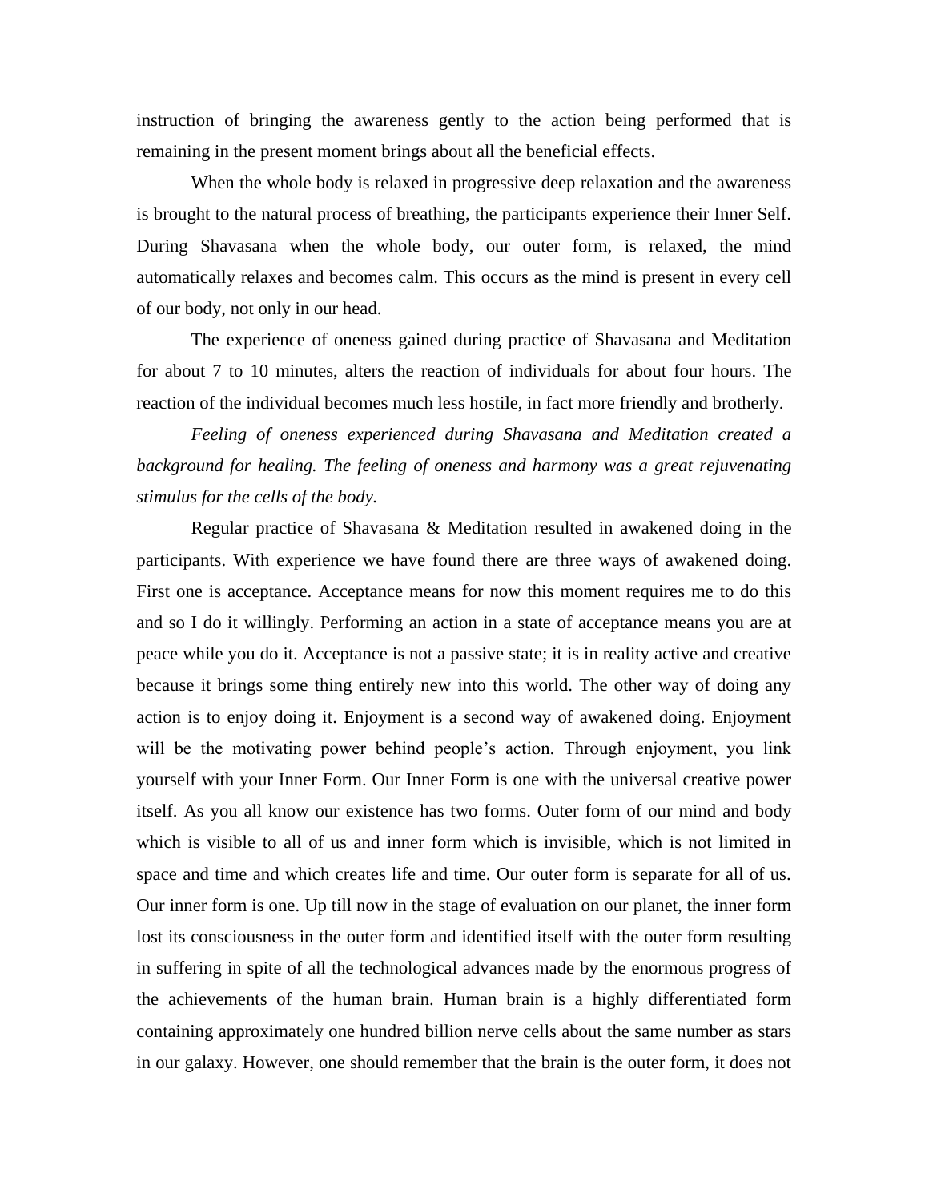instruction of bringing the awareness gently to the action being performed that is remaining in the present moment brings about all the beneficial effects.

When the whole body is relaxed in progressive deep relaxation and the awareness is brought to the natural process of breathing, the participants experience their Inner Self. During Shavasana when the whole body, our outer form, is relaxed, the mind automatically relaxes and becomes calm. This occurs as the mind is present in every cell of our body, not only in our head.

The experience of oneness gained during practice of Shavasana and Meditation for about 7 to 10 minutes, alters the reaction of individuals for about four hours. The reaction of the individual becomes much less hostile, in fact more friendly and brotherly.

*Feeling of oneness experienced during Shavasana and Meditation created a background for healing. The feeling of oneness and harmony was a great rejuvenating stimulus for the cells of the body.*

Regular practice of Shavasana & Meditation resulted in awakened doing in the participants. With experience we have found there are three ways of awakened doing. First one is acceptance. Acceptance means for now this moment requires me to do this and so I do it willingly. Performing an action in a state of acceptance means you are at peace while you do it. Acceptance is not a passive state; it is in reality active and creative because it brings some thing entirely new into this world. The other way of doing any action is to enjoy doing it. Enjoyment is a second way of awakened doing. Enjoyment will be the motivating power behind people's action. Through enjoyment, you link yourself with your Inner Form. Our Inner Form is one with the universal creative power itself. As you all know our existence has two forms. Outer form of our mind and body which is visible to all of us and inner form which is invisible, which is not limited in space and time and which creates life and time. Our outer form is separate for all of us. Our inner form is one. Up till now in the stage of evaluation on our planet, the inner form lost its consciousness in the outer form and identified itself with the outer form resulting in suffering in spite of all the technological advances made by the enormous progress of the achievements of the human brain. Human brain is a highly differentiated form containing approximately one hundred billion nerve cells about the same number as stars in our galaxy. However, one should remember that the brain is the outer form, it does not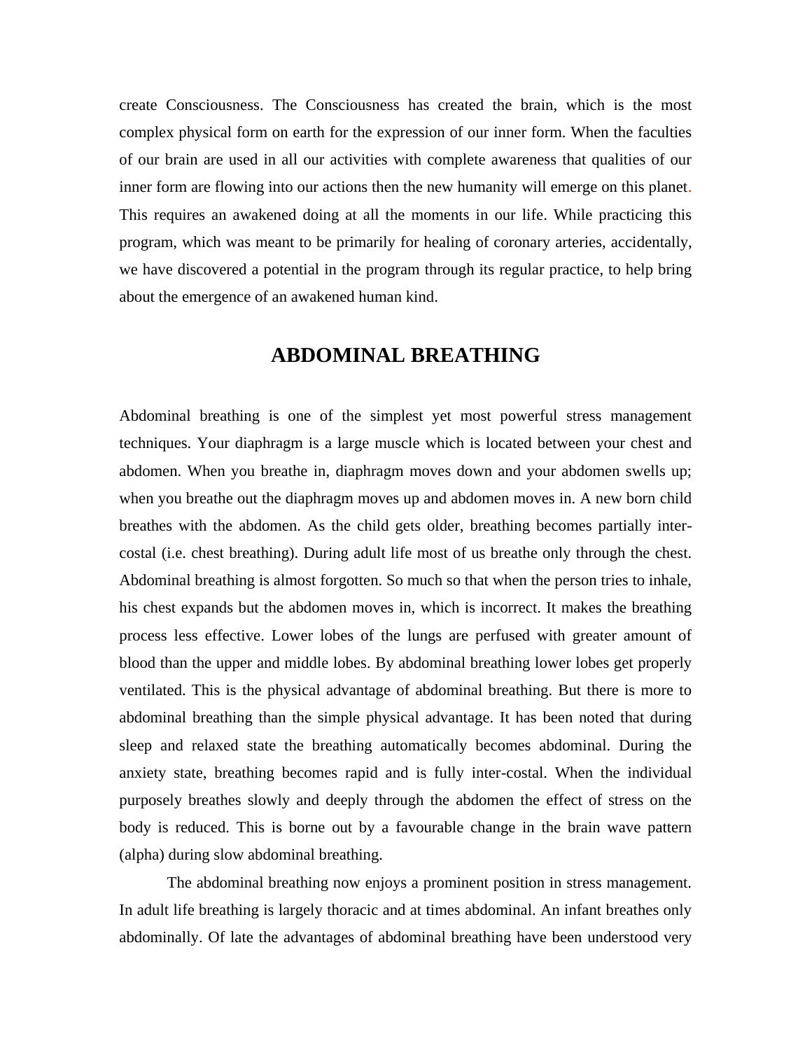create Consciousness. The Consciousness has created the brain, which is the most complex physical form on earth for the expression of our inner form. When the faculties of our brain are used in all our activities with complete awareness that qualities of our inner form are flowing into our actions then the new humanity will emerge on this planet. This requires an awakened doing at all the moments in our life. While practicing this program, which was meant to be primarily for healing of coronary arteries, accidentally, we have discovered a potential in the program through its regular practice, to help bring about the emergence of an awakened human kind.

## ABDOMINAL BREATHING

Abdominal breathing is one of the simplest yet most powerful stress management techniques. Your diaphragm is a large muscle which is located between your chest and abdomen. When you breathe in, diaphragm moves down and your abdomen swells up; when you breathe out the diaphragm moves up and abdomen moves in. A new born child breathes with the abdomen. As the child gets older, breathing becomes partially inter-costal (i.e. chest breathing). During adult life most of us breathe only through the chest. Abdominal breathing is almost forgotten. So much so that when the person tries to inhale, his chest expands but the abdomen moves in, which is incorrect. It makes the breathing process less effective. Lower lobes of the lungs are perfused with greater amount of blood than the upper and middle lobes. By abdominal breathing lower lobes get properly ventilated. This is the physical advantage of abdominal breathing. But there is more to abdominal breathing than the simple physical advantage. It has been noted that during sleep and relaxed state the breathing automatically becomes abdominal. During the anxiety state, breathing becomes rapid and is fully inter-costal. When the individual purposely breathes slowly and deeply through the abdomen the effect of stress on the body is reduced. This is borne out by a favourable change in the brain wave pattern (alpha) during slow abdominal breathing.

The abdominal breathing now enjoys a prominent position in stress management. In adult life breathing is largely thoracic and at times abdominal. An infant breathes only abdominally. Of late the advantages of abdominal breathing have been understood very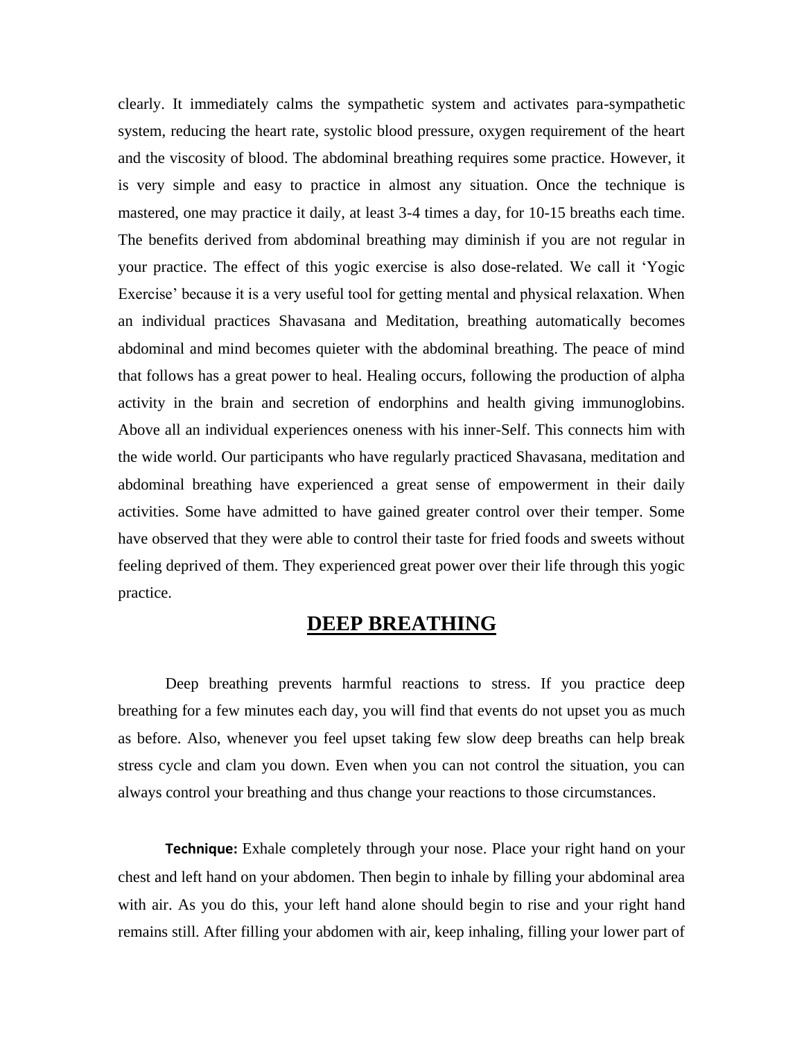clearly. It immediately calms the sympathetic system and activates para-sympathetic system, reducing the heart rate, systolic blood pressure, oxygen requirement of the heart and the viscosity of blood. The abdominal breathing requires some practice. However, it is very simple and easy to practice in almost any situation. Once the technique is mastered, one may practice it daily, at least 3-4 times a day, for 10-15 breaths each time. The benefits derived from abdominal breathing may diminish if you are not regular in your practice. The effect of this yogic exercise is also dose-related. We call it 'Yogic Exercise' because it is a very useful tool for getting mental and physical relaxation. When an individual practices Shavasana and Meditation, breathing automatically becomes abdominal and mind becomes quieter with the abdominal breathing. The peace of mind that follows has a great power to heal. Healing occurs, following the production of alpha activity in the brain and secretion of endorphins and health giving immunoglobins. Above all an individual experiences oneness with his inner-Self. This connects him with the wide world. Our participants who have regularly practiced Shavasana, meditation and abdominal breathing have experienced a great sense of empowerment in their daily activities. Some have admitted to have gained greater control over their temper. Some have observed that they were able to control their taste for fried foods and sweets without feeling deprived of them. They experienced great power over their life through this yogic practice.

## DEEP BREATHING

Deep breathing prevents harmful reactions to stress. If you practice deep breathing for a few minutes each day, you will find that events do not upset you as much as before. Also, whenever you feel upset taking few slow deep breaths can help break stress cycle and clam you down. Even when you can not control the situation, you can always control your breathing and thus change your reactions to those circumstances.

**Technique:** Exhale completely through your nose. Place your right hand on your chest and left hand on your abdomen. Then begin to inhale by filling your abdominal area with air. As you do this, your left hand alone should begin to rise and your right hand remains still. After filling your abdomen with air, keep inhaling, filling your lower part of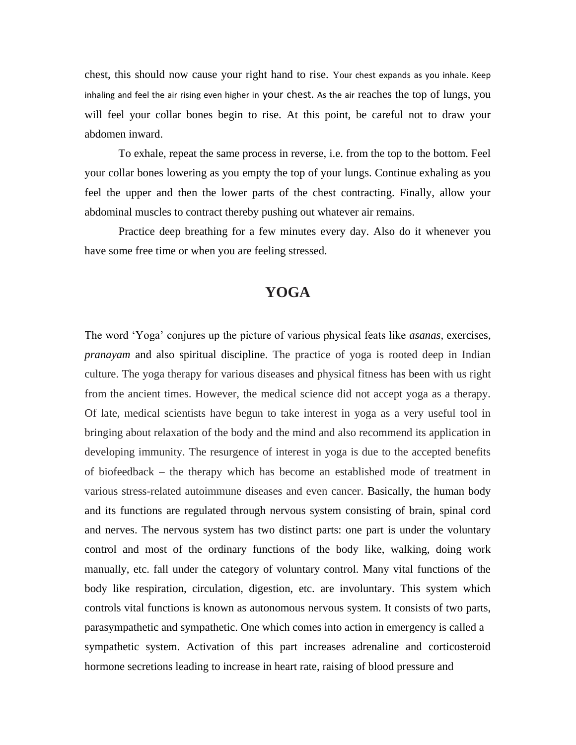chest, this should now cause your right hand to rise. Your chest expands as you inhale. Keep inhaling and feel the air rising even higher in your chest. As the air reaches the top of lungs, you will feel your collar bones begin to rise. At this point, be careful not to draw your abdomen inward.

To exhale, repeat the same process in reverse, i.e. from the top to the bottom. Feel your collar bones lowering as you empty the top of your lungs. Continue exhaling as you feel the upper and then the lower parts of the chest contracting. Finally, allow your abdominal muscles to contract thereby pushing out whatever air remains.

Practice deep breathing for a few minutes every day. Also do it whenever you have some free time or when you are feeling stressed.

# YOGA

The word 'Yoga' conjures up the picture of various physical feats like *asanas*, exercises, *pranayam* and also spiritual discipline. The practice of yoga is rooted deep in Indian culture. The yoga therapy for various diseases and physical fitness has been with us right from the ancient times. However, the medical science did not accept yoga as a therapy. Of late, medical scientists have begun to take interest in yoga as a very useful tool in bringing about relaxation of the body and the mind and also recommend its application in developing immunity. The resurgence of interest in yoga is due to the accepted benefits of biofeedback – the therapy which has become an established mode of treatment in various stress-related autoimmune diseases and even cancer. Basically, the human body and its functions are regulated through nervous system consisting of brain, spinal cord and nerves. The nervous system has two distinct parts: one part is under the voluntary control and most of the ordinary functions of the body like, walking, doing work manually, etc. fall under the category of voluntary control. Many vital functions of the body like respiration, circulation, digestion, etc. are involuntary. This system which controls vital functions is known as autonomous nervous system. It consists of two parts, parasympathetic and sympathetic. One which comes into action in emergency is called a sympathetic system. Activation of this part increases adrenaline and corticosteroid hormone secretions leading to increase in heart rate, raising of blood pressure and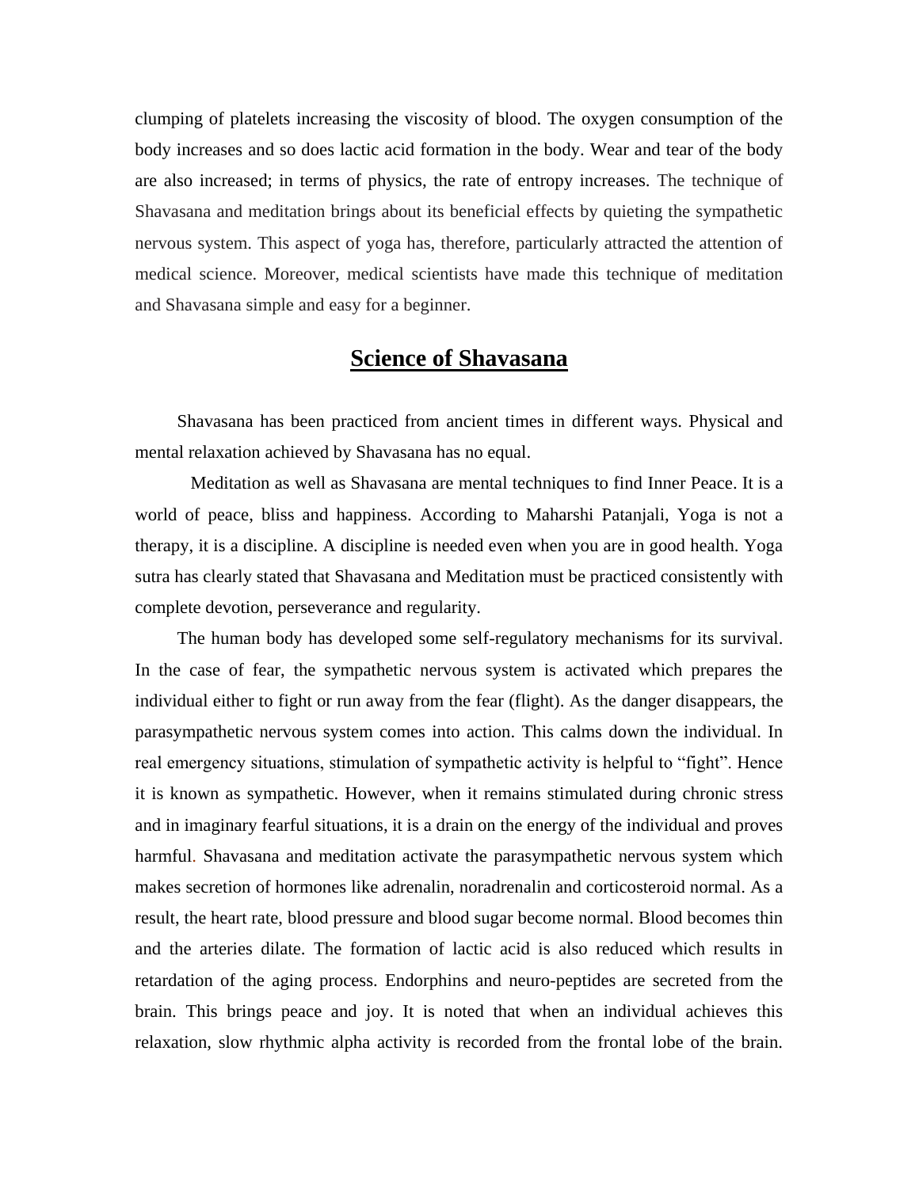clumping of platelets increasing the viscosity of blood. The oxygen consumption of the body increases and so does lactic acid formation in the body. Wear and tear of the body are also increased; in terms of physics, the rate of entropy increases. The technique of Shavasana and meditation brings about its beneficial effects by quieting the sympathetic nervous system. This aspect of yoga has, therefore, particularly attracted the attention of medical science. Moreover, medical scientists have made this technique of meditation and Shavasana simple and easy for a beginner.

## Science of Shavasana

Shavasana has been practiced from ancient times in different ways. Physical and mental relaxation achieved by Shavasana has no equal.

Meditation as well as Shavasana are mental techniques to find Inner Peace. It is a world of peace, bliss and happiness. According to Maharshi Patanjali, Yoga is not a therapy, it is a discipline. A discipline is needed even when you are in good health. Yoga sutra has clearly stated that Shavasana and Meditation must be practiced consistently with complete devotion, perseverance and regularity.

The human body has developed some self-regulatory mechanisms for its survival. In the case of fear, the sympathetic nervous system is activated which prepares the individual either to fight or run away from the fear (flight). As the danger disappears, the parasympathetic nervous system comes into action. This calms down the individual. In real emergency situations, stimulation of sympathetic activity is helpful to "fight". Hence it is known as sympathetic. However, when it remains stimulated during chronic stress and in imaginary fearful situations, it is a drain on the energy of the individual and proves harmful. Shavasana and meditation activate the parasympathetic nervous system which makes secretion of hormones like adrenalin, noradrenalin and corticosteroid normal. As a result, the heart rate, blood pressure and blood sugar become normal. Blood becomes thin and the arteries dilate. The formation of lactic acid is also reduced which results in retardation of the aging process. Endorphins and neuro-peptides are secreted from the brain. This brings peace and joy. It is noted that when an individual achieves this relaxation, slow rhythmic alpha activity is recorded from the frontal lobe of the brain.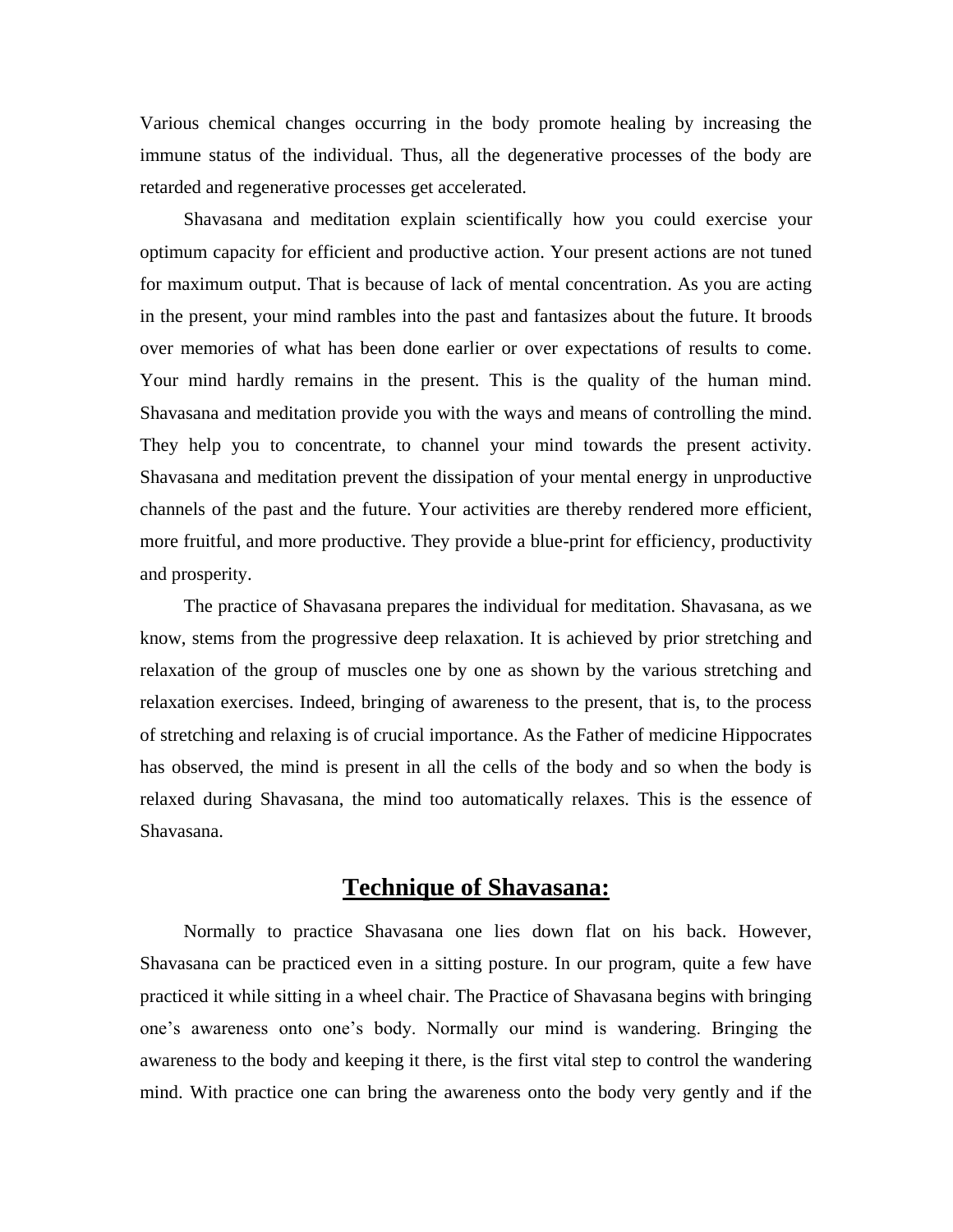Various chemical changes occurring in the body promote healing by increasing the immune status of the individual. Thus, all the degenerative processes of the body are retarded and regenerative processes get accelerated.

Shavasana and meditation explain scientifically how you could exercise your optimum capacity for efficient and productive action. Your present actions are not tuned for maximum output. That is because of lack of mental concentration. As you are acting in the present, your mind rambles into the past and fantasizes about the future. It broods over memories of what has been done earlier or over expectations of results to come. Your mind hardly remains in the present. This is the quality of the human mind. Shavasana and meditation provide you with the ways and means of controlling the mind. They help you to concentrate, to channel your mind towards the present activity. Shavasana and meditation prevent the dissipation of your mental energy in unproductive channels of the past and the future. Your activities are thereby rendered more efficient, more fruitful, and more productive. They provide a blue-print for efficiency, productivity and prosperity.

The practice of Shavasana prepares the individual for meditation. Shavasana, as we know, stems from the progressive deep relaxation. It is achieved by prior stretching and relaxation of the group of muscles one by one as shown by the various stretching and relaxation exercises. Indeed, bringing of awareness to the present, that is, to the process of stretching and relaxing is of crucial importance. As the Father of medicine Hippocrates has observed, the mind is present in all the cells of the body and so when the body is relaxed during Shavasana, the mind too automatically relaxes. This is the essence of Shavasana.

## Technique of Shavasana:

Normally to practice Shavasana one lies down flat on his back. However, Shavasana can be practiced even in a sitting posture. In our program, quite a few have practiced it while sitting in a wheel chair. The Practice of Shavasana begins with bringing one's awareness onto one's body. Normally our mind is wandering. Bringing the awareness to the body and keeping it there, is the first vital step to control the wandering mind. With practice one can bring the awareness onto the body very gently and if the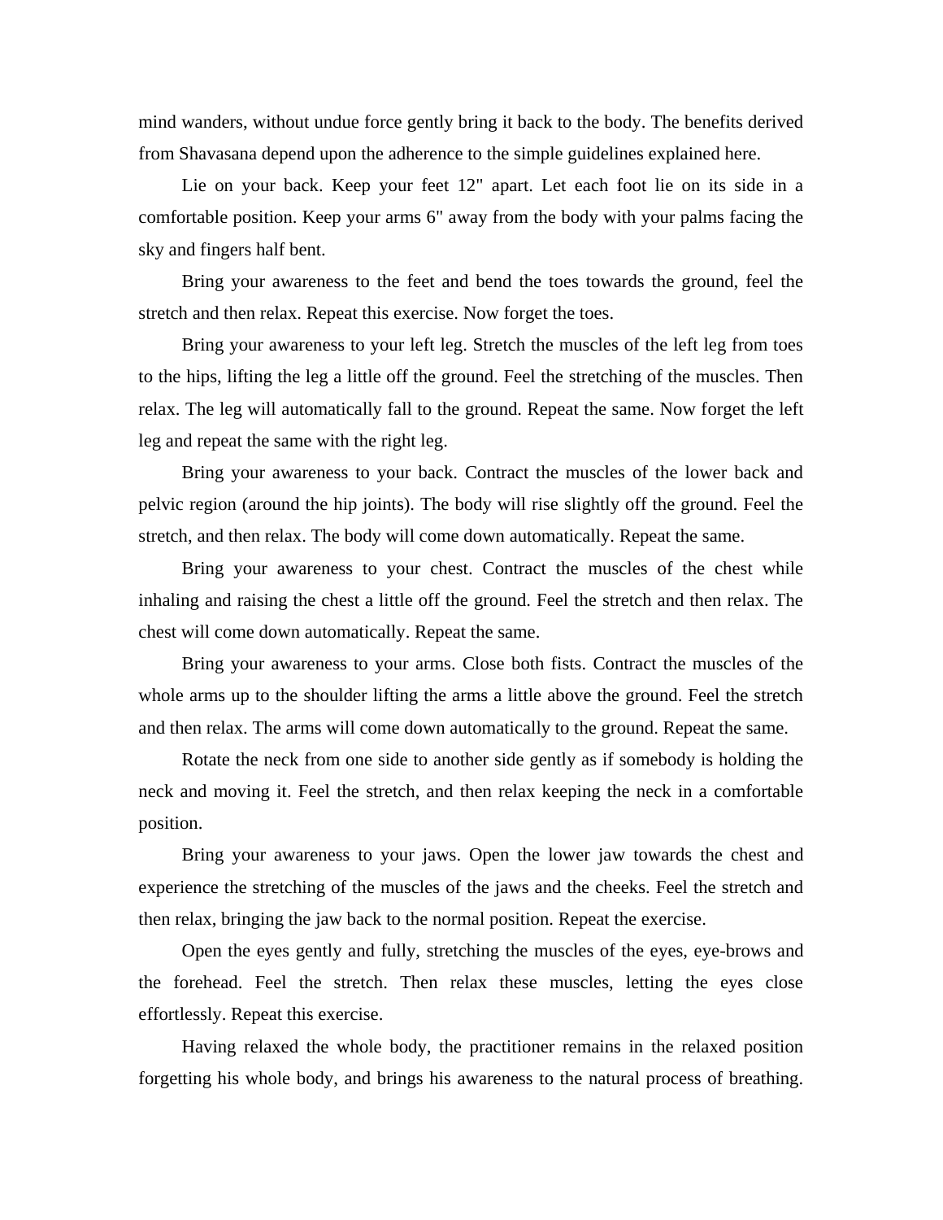mind wanders, without undue force gently bring it back to the body. The benefits derived from Shavasana depend upon the adherence to the simple guidelines explained here.

Lie on your back. Keep your feet 12" apart. Let each foot lie on its side in a comfortable position. Keep your arms 6" away from the body with your palms facing the sky and fingers half bent.

Bring your awareness to the feet and bend the toes towards the ground, feel the stretch and then relax. Repeat this exercise. Now forget the toes.

Bring your awareness to your left leg. Stretch the muscles of the left leg from toes to the hips, lifting the leg a little off the ground. Feel the stretching of the muscles. Then relax. The leg will automatically fall to the ground. Repeat the same. Now forget the left leg and repeat the same with the right leg.

Bring your awareness to your back. Contract the muscles of the lower back and pelvic region (around the hip joints). The body will rise slightly off the ground. Feel the stretch, and then relax. The body will come down automatically. Repeat the same.

Bring your awareness to your chest. Contract the muscles of the chest while inhaling and raising the chest a little off the ground. Feel the stretch and then relax. The chest will come down automatically. Repeat the same.

Bring your awareness to your arms. Close both fists. Contract the muscles of the whole arms up to the shoulder lifting the arms a little above the ground. Feel the stretch and then relax. The arms will come down automatically to the ground. Repeat the same.

Rotate the neck from one side to another side gently as if somebody is holding the neck and moving it. Feel the stretch, and then relax keeping the neck in a comfortable position.

Bring your awareness to your jaws. Open the lower jaw towards the chest and experience the stretching of the muscles of the jaws and the cheeks. Feel the stretch and then relax, bringing the jaw back to the normal position. Repeat the exercise.

Open the eyes gently and fully, stretching the muscles of the eyes, eye-brows and the forehead. Feel the stretch. Then relax these muscles, letting the eyes close effortlessly. Repeat this exercise.

Having relaxed the whole body, the practitioner remains in the relaxed position forgetting his whole body, and brings his awareness to the natural process of breathing.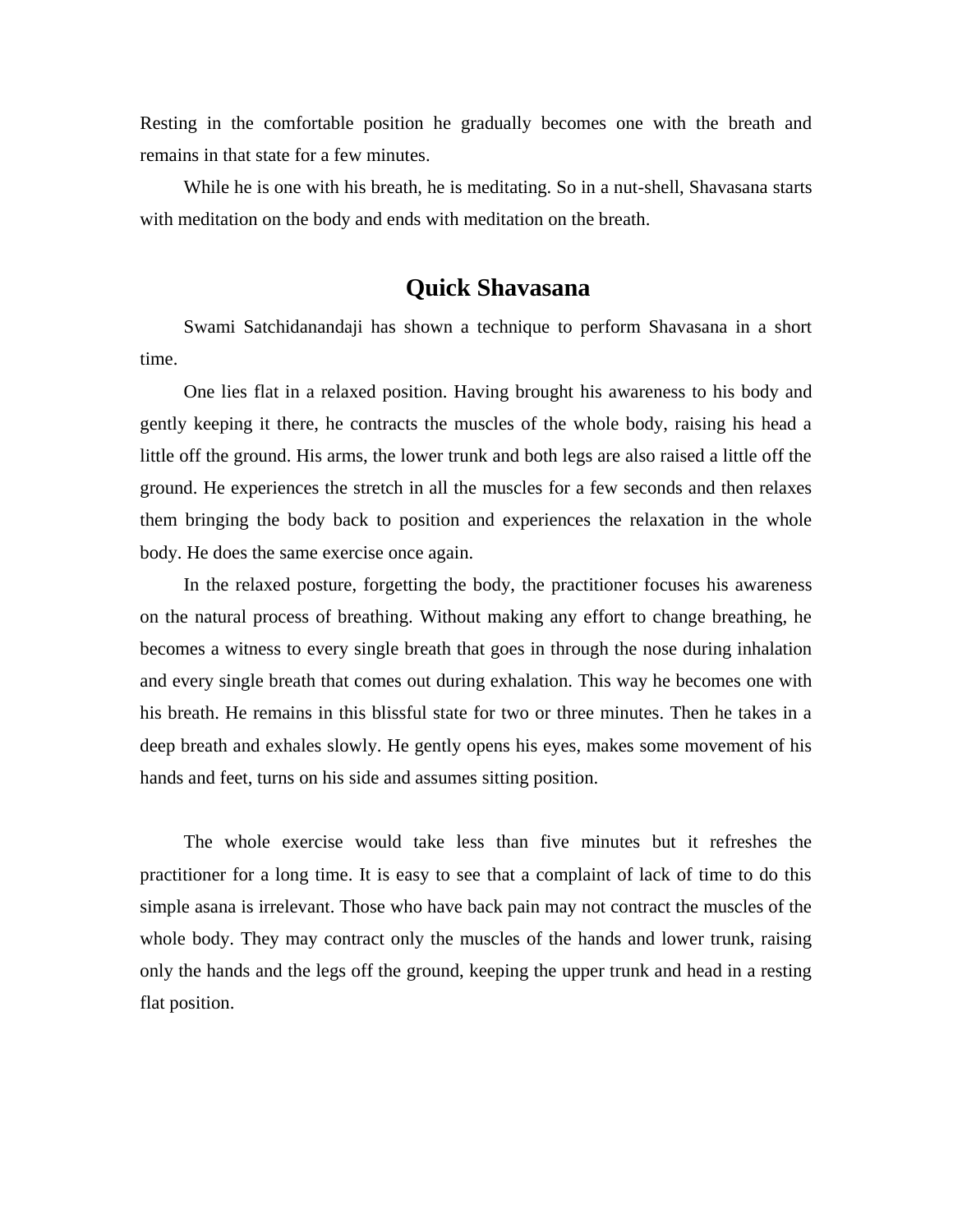Resting in the comfortable position he gradually becomes one with the breath and remains in that state for a few minutes.

While he is one with his breath, he is meditating. So in a nut-shell, Shavasana starts with meditation on the body and ends with meditation on the breath.

## Quick Shavasana

Swami Satchidanandaji has shown a technique to perform Shavasana in a short time.

One lies flat in a relaxed position. Having brought his awareness to his body and gently keeping it there, he contracts the muscles of the whole body, raising his head a little off the ground. His arms, the lower trunk and both legs are also raised a little off the ground. He experiences the stretch in all the muscles for a few seconds and then relaxes them bringing the body back to position and experiences the relaxation in the whole body. He does the same exercise once again.

In the relaxed posture, forgetting the body, the practitioner focuses his awareness on the natural process of breathing. Without making any effort to change breathing, he becomes a witness to every single breath that goes in through the nose during inhalation and every single breath that comes out during exhalation. This way he becomes one with his breath. He remains in this blissful state for two or three minutes. Then he takes in a deep breath and exhales slowly. He gently opens his eyes, makes some movement of his hands and feet, turns on his side and assumes sitting position.

The whole exercise would take less than five minutes but it refreshes the practitioner for a long time. It is easy to see that a complaint of lack of time to do this simple asana is irrelevant. Those who have back pain may not contract the muscles of the whole body. They may contract only the muscles of the hands and lower trunk, raising only the hands and the legs off the ground, keeping the upper trunk and head in a resting flat position.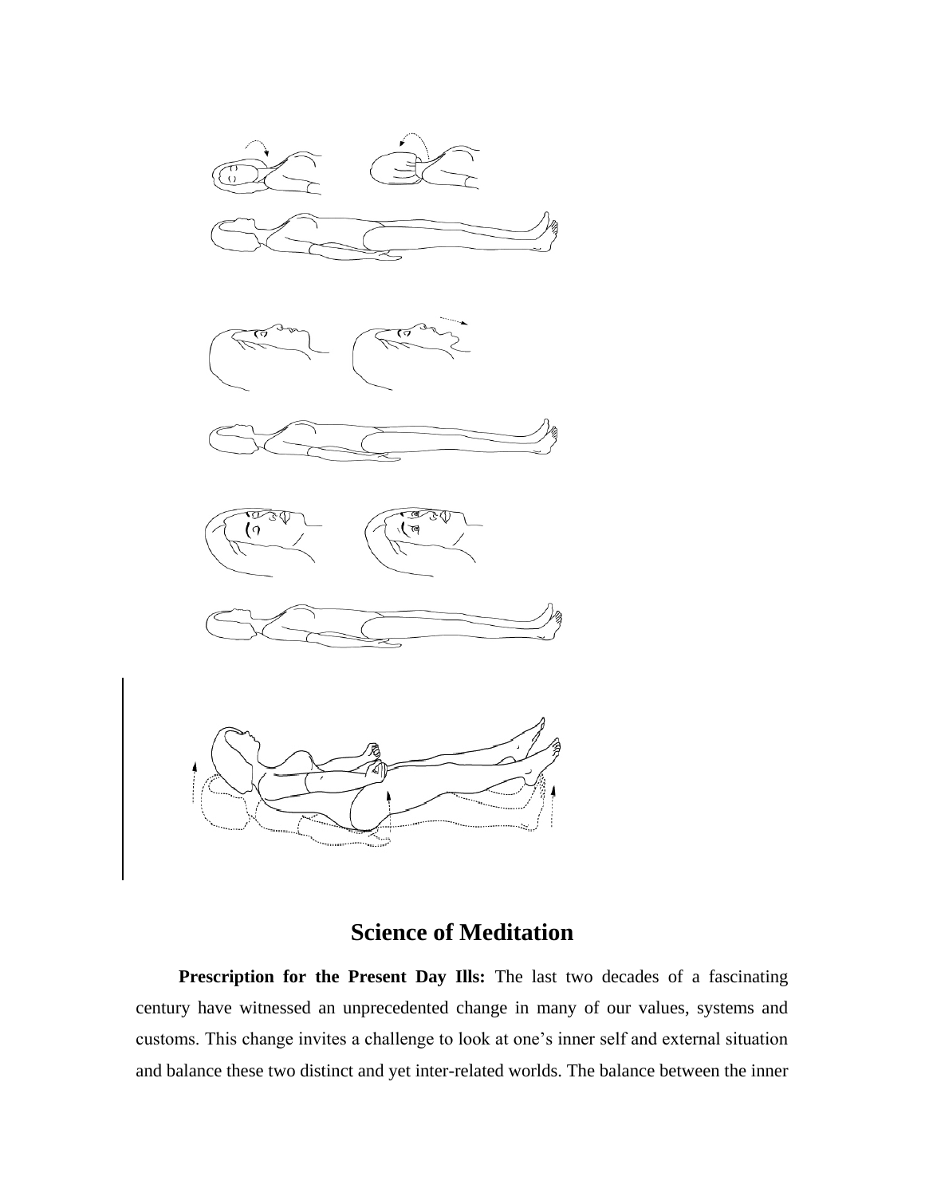## Science of Meditation

**Prescription for the Present Day Ills:** The last two decades of a fascinating century have witnessed an unprecedented change in many of our values, systems and customs. This change invites a challenge to look at one's inner self and external situation and balance these two distinct and yet inter-related worlds. The balance between the inner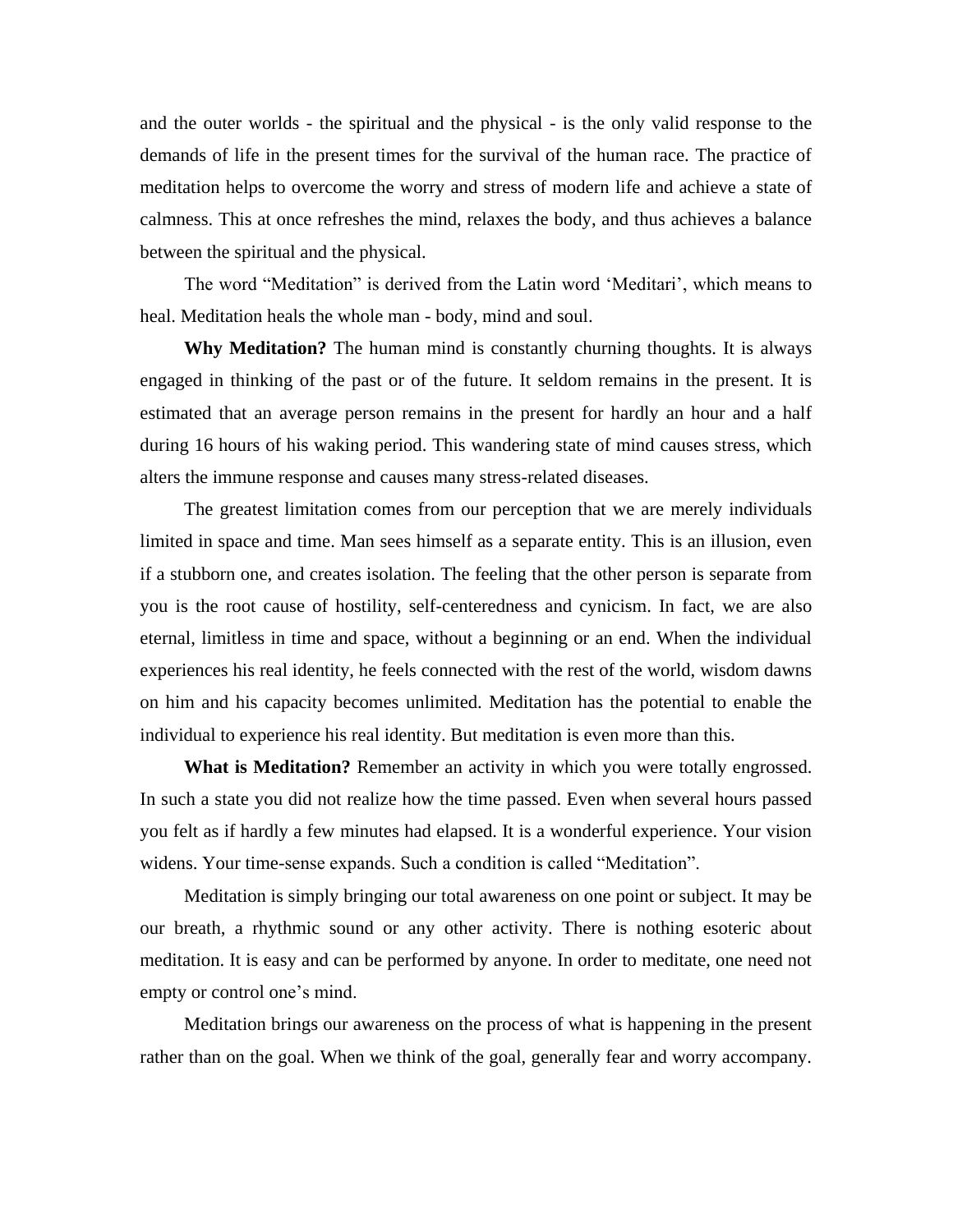and the outer worlds - the spiritual and the physical - is the only valid response to the demands of life in the present times for the survival of the human race. The practice of meditation helps to overcome the worry and stress of modern life and achieve a state of calmness. This at once refreshes the mind, relaxes the body, and thus achieves a balance between the spiritual and the physical.

The word "Meditation" is derived from the Latin word 'Meditari', which means to heal. Meditation heals the whole man - body, mind and soul.

**Why Meditation?** The human mind is constantly churning thoughts. It is always engaged in thinking of the past or of the future. It seldom remains in the present. It is estimated that an average person remains in the present for hardly an hour and a half during 16 hours of his waking period. This wandering state of mind causes stress, which alters the immune response and causes many stress-related diseases.

The greatest limitation comes from our perception that we are merely individuals limited in space and time. Man sees himself as a separate entity. This is an illusion, even if a stubborn one, and creates isolation. The feeling that the other person is separate from you is the root cause of hostility, self-centeredness and cynicism. In fact, we are also eternal, limitless in time and space, without a beginning or an end. When the individual experiences his real identity, he feels connected with the rest of the world, wisdom dawns on him and his capacity becomes unlimited. Meditation has the potential to enable the individual to experience his real identity. But meditation is even more than this.

**What is Meditation?** Remember an activity in which you were totally engrossed. In such a state you did not realize how the time passed. Even when several hours passed you felt as if hardly a few minutes had elapsed. It is a wonderful experience. Your vision widens. Your time-sense expands. Such a condition is called "Meditation".

Meditation is simply bringing our total awareness on one point or subject. It may be our breath, a rhythmic sound or any other activity. There is nothing esoteric about meditation. It is easy and can be performed by anyone. In order to meditate, one need not empty or control one's mind.

Meditation brings our awareness on the process of what is happening in the present rather than on the goal. When we think of the goal, generally fear and worry accompany.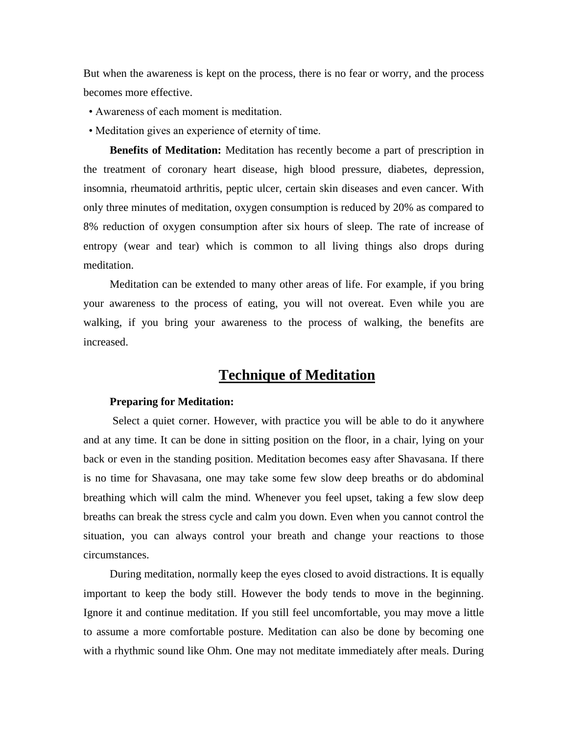But when the awareness is kept on the process, there is no fear or worry, and the process becomes more effective.

- Awareness of each moment is meditation.
- Meditation gives an experience of eternity of time.

**Benefits of Meditation:** Meditation has recently become a part of prescription in the treatment of coronary heart disease, high blood pressure, diabetes, depression, insomnia, rheumatoid arthritis, peptic ulcer, certain skin diseases and even cancer. With only three minutes of meditation, oxygen consumption is reduced by 20% as compared to 8% reduction of oxygen consumption after six hours of sleep. The rate of increase of entropy (wear and tear) which is common to all living things also drops during meditation.

Meditation can be extended to many other areas of life. For example, if you bring your awareness to the process of eating, you will not overeat. Even while you are walking, if you bring your awareness to the process of walking, the benefits are increased.

## Technique of Meditation

**Preparing for Meditation:**

Select a quiet corner. However, with practice you will be able to do it anywhere and at any time. It can be done in sitting position on the floor, in a chair, lying on your back or even in the standing position. Meditation becomes easy after Shavasana. If there is no time for Shavasana, one may take some few slow deep breaths or do abdominal breathing which will calm the mind. Whenever you feel upset, taking a few slow deep breaths can break the stress cycle and calm you down. Even when you cannot control the situation, you can always control your breath and change your reactions to those circumstances.

During meditation, normally keep the eyes closed to avoid distractions. It is equally important to keep the body still. However the body tends to move in the beginning. Ignore it and continue meditation. If you still feel uncomfortable, you may move a little to assume a more comfortable posture. Meditation can also be done by becoming one with a rhythmic sound like Ohm. One may not meditate immediately after meals. During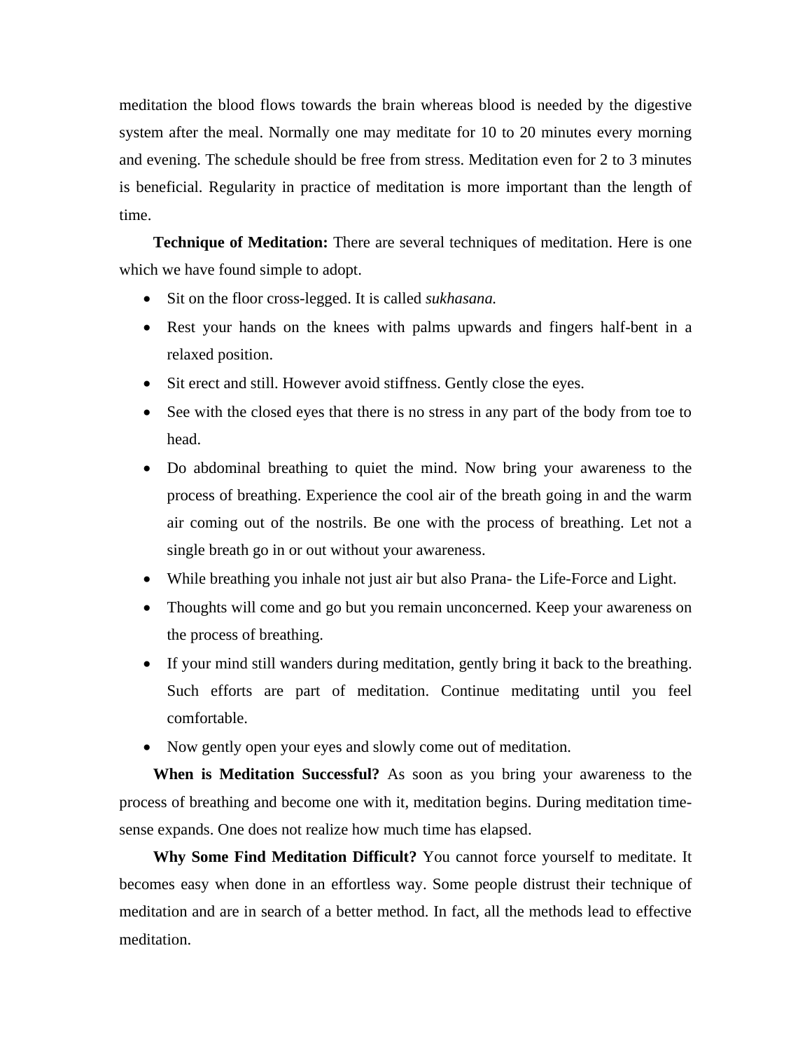meditation the blood flows towards the brain whereas blood is needed by the digestive system after the meal. Normally one may meditate for 10 to 20 minutes every morning and evening. The schedule should be free from stress. Meditation even for 2 to 3 minutes is beneficial. Regularity in practice of meditation is more important than the length of time.

**Technique of Meditation:** There are several techniques of meditation. Here is one which we have found simple to adopt.

- Sit on the floor cross-legged. It is called *sukhasana.*
- Rest your hands on the knees with palms upwards and fingers half-bent in a relaxed position.
- Sit erect and still. However avoid stiffness. Gently close the eyes.
- See with the closed eyes that there is no stress in any part of the body from toe to head.
- Do abdominal breathing to quiet the mind. Now bring your awareness to the process of breathing. Experience the cool air of the breath going in and the warm air coming out of the nostrils. Be one with the process of breathing. Let not a single breath go in or out without your awareness.
- While breathing you inhale not just air but also Prana- the Life-Force and Light.
- Thoughts will come and go but you remain unconcerned. Keep your awareness on the process of breathing.
- If your mind still wanders during meditation, gently bring it back to the breathing. Such efforts are part of meditation. Continue meditating until you feel comfortable.
- Now gently open your eyes and slowly come out of meditation.

**When is Meditation Successful?** As soon as you bring your awareness to the process of breathing and become one with it, meditation begins. During meditation time-sense expands. One does not realize how much time has elapsed.

**Why Some Find Meditation Difficult?** You cannot force yourself to meditate. It becomes easy when done in an effortless way. Some people distrust their technique of meditation and are in search of a better method. In fact, all the methods lead to effective meditation.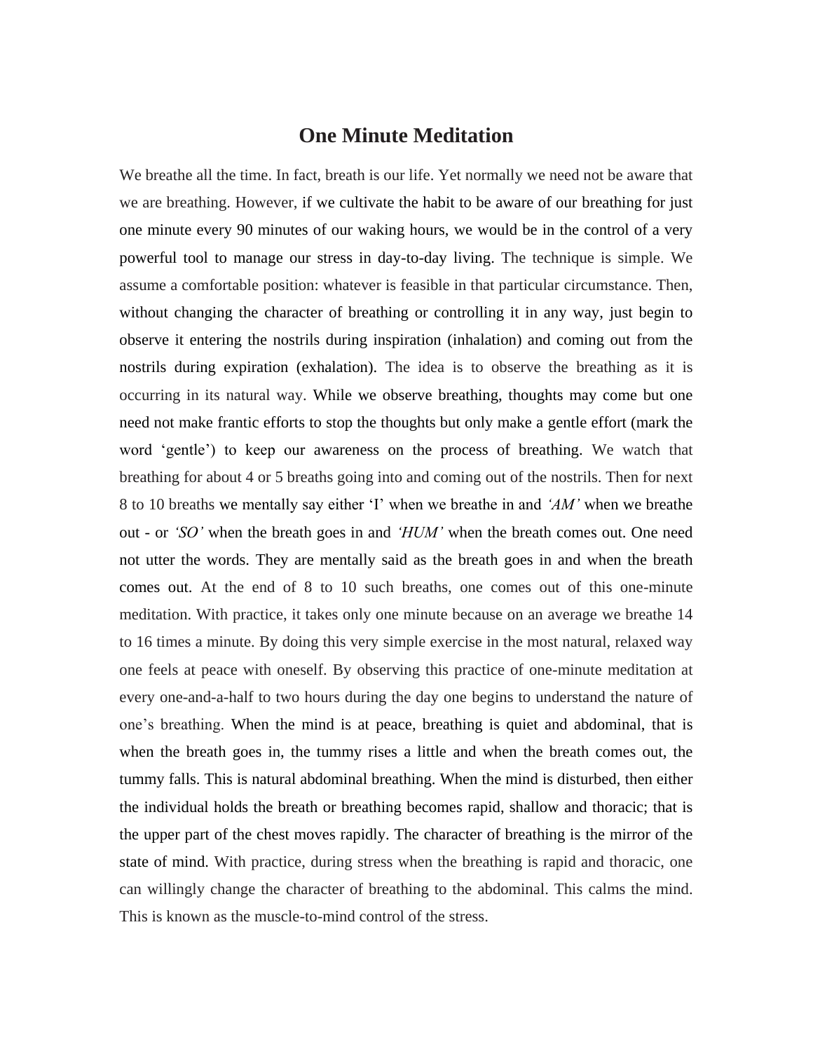# One Minute Meditation

We breathe all the time. In fact, breath is our life. Yet normally we need not be aware that we are breathing. However, if we cultivate the habit to be aware of our breathing for just one minute every 90 minutes of our waking hours, we would be in the control of a very powerful tool to manage our stress in day-to-day living. The technique is simple. We assume a comfortable position: whatever is feasible in that particular circumstance. Then, without changing the character of breathing or controlling it in any way, just begin to observe it entering the nostrils during inspiration (inhalation) and coming out from the nostrils during expiration (exhalation). The idea is to observe the breathing as it is occurring in its natural way. While we observe breathing, thoughts may come but one need not make frantic efforts to stop the thoughts but only make a gentle effort (mark the word 'gentle') to keep our awareness on the process of breathing. We watch that breathing for about 4 or 5 breaths going into and coming out of the nostrils. Then for next 8 to 10 breaths we mentally say either 'I' when we breathe in and *'AM'* when we breathe out - or *'SO'* when the breath goes in and *'HUM'* when the breath comes out. One need not utter the words. They are mentally said as the breath goes in and when the breath comes out. At the end of 8 to 10 such breaths, one comes out of this one-minute meditation. With practice, it takes only one minute because on an average we breathe 14 to 16 times a minute. By doing this very simple exercise in the most natural, relaxed way one feels at peace with oneself. By observing this practice of one-minute meditation at every one-and-a-half to two hours during the day one begins to understand the nature of one's breathing. When the mind is at peace, breathing is quiet and abdominal, that is when the breath goes in, the tummy rises a little and when the breath comes out, the tummy falls. This is natural abdominal breathing. When the mind is disturbed, then either the individual holds the breath or breathing becomes rapid, shallow and thoracic; that is the upper part of the chest moves rapidly. The character of breathing is the mirror of the state of mind. With practice, during stress when the breathing is rapid and thoracic, one can willingly change the character of breathing to the abdominal. This calms the mind. This is known as the muscle-to-mind control of the stress.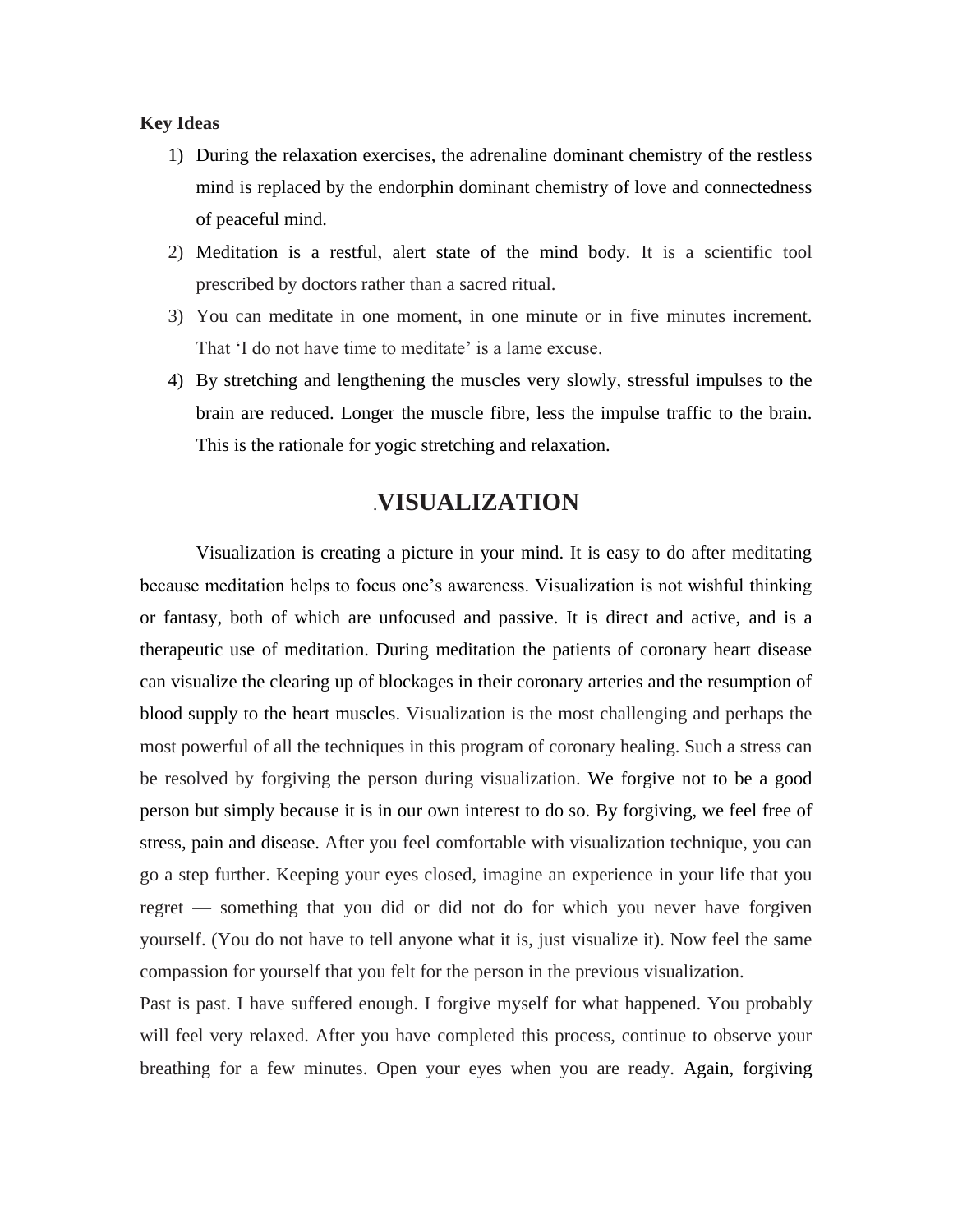**Key Ideas**

1) During the relaxation exercises, the adrenaline dominant chemistry of the restless mind is replaced by the endorphin dominant chemistry of love and connectedness of peaceful mind.
2) Meditation is a restful, alert state of the mind body. It is a scientific tool prescribed by doctors rather than a sacred ritual.
3) You can meditate in one moment, in one minute or in five minutes increment. That 'I do not have time to meditate' is a lame excuse.
4) By stretching and lengthening the muscles very slowly, stressful impulses to the brain are reduced. Longer the muscle fibre, less the impulse traffic to the brain. This is the rationale for yogic stretching and relaxation.

## .VISUALIZATION

Visualization is creating a picture in your mind. It is easy to do after meditating because meditation helps to focus one's awareness. Visualization is not wishful thinking or fantasy, both of which are unfocused and passive. It is direct and active, and is a therapeutic use of meditation. During meditation the patients of coronary heart disease can visualize the clearing up of blockages in their coronary arteries and the resumption of blood supply to the heart muscles. Visualization is the most challenging and perhaps the most powerful of all the techniques in this program of coronary healing. Such a stress can be resolved by forgiving the person during visualization. We forgive not to be a good person but simply because it is in our own interest to do so. By forgiving, we feel free of stress, pain and disease. After you feel comfortable with visualization technique, you can go a step further. Keeping your eyes closed, imagine an experience in your life that you regret — something that you did or did not do for which you never have forgiven yourself. (You do not have to tell anyone what it is, just visualize it). Now feel the same compassion for yourself that you felt for the person in the previous visualization.

Past is past. I have suffered enough. I forgive myself for what happened. You probably will feel very relaxed. After you have completed this process, continue to observe your breathing for a few minutes. Open your eyes when you are ready. Again, forgiving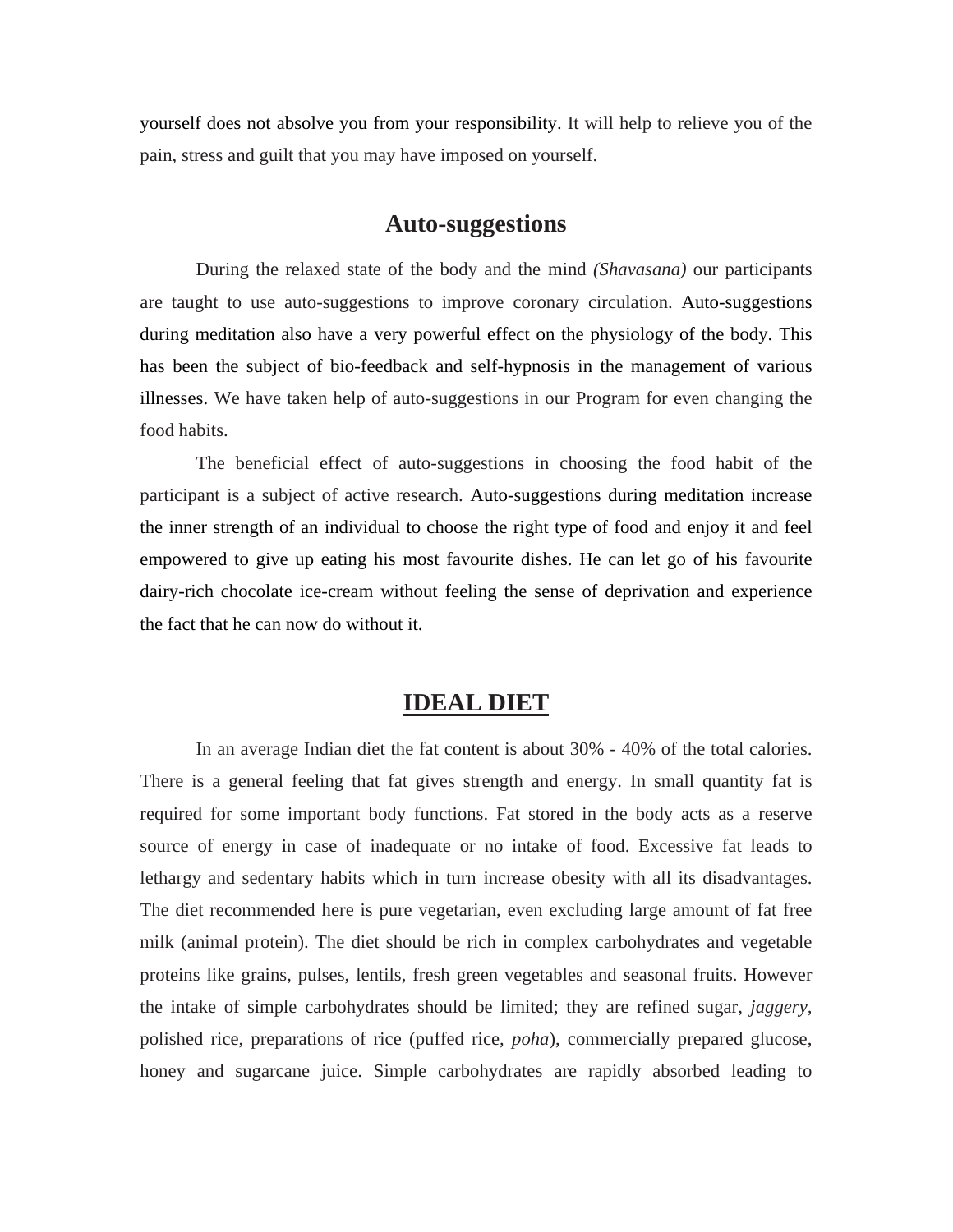yourself does not absolve you from your responsibility. It will help to relieve you of the pain, stress and guilt that you may have imposed on yourself.

## Auto-suggestions

During the relaxed state of the body and the mind *(Shavasana)* our participants are taught to use auto-suggestions to improve coronary circulation. Auto-suggestions during meditation also have a very powerful effect on the physiology of the body. This has been the subject of bio-feedback and self-hypnosis in the management of various illnesses. We have taken help of auto-suggestions in our Program for even changing the food habits.

The beneficial effect of auto-suggestions in choosing the food habit of the participant is a subject of active research. Auto-suggestions during meditation increase the inner strength of an individual to choose the right type of food and enjoy it and feel empowered to give up eating his most favourite dishes. He can let go of his favourite dairy-rich chocolate ice-cream without feeling the sense of deprivation and experience the fact that he can now do without it.

# IDEAL DIET

In an average Indian diet the fat content is about 30% - 40% of the total calories. There is a general feeling that fat gives strength and energy. In small quantity fat is required for some important body functions. Fat stored in the body acts as a reserve source of energy in case of inadequate or no intake of food. Excessive fat leads to lethargy and sedentary habits which in turn increase obesity with all its disadvantages. The diet recommended here is pure vegetarian, even excluding large amount of fat free milk (animal protein). The diet should be rich in complex carbohydrates and vegetable proteins like grains, pulses, lentils, fresh green vegetables and seasonal fruits. However the intake of simple carbohydrates should be limited; they are refined sugar, *jaggery*, polished rice, preparations of rice (puffed rice, *poha*), commercially prepared glucose, honey and sugarcane juice. Simple carbohydrates are rapidly absorbed leading to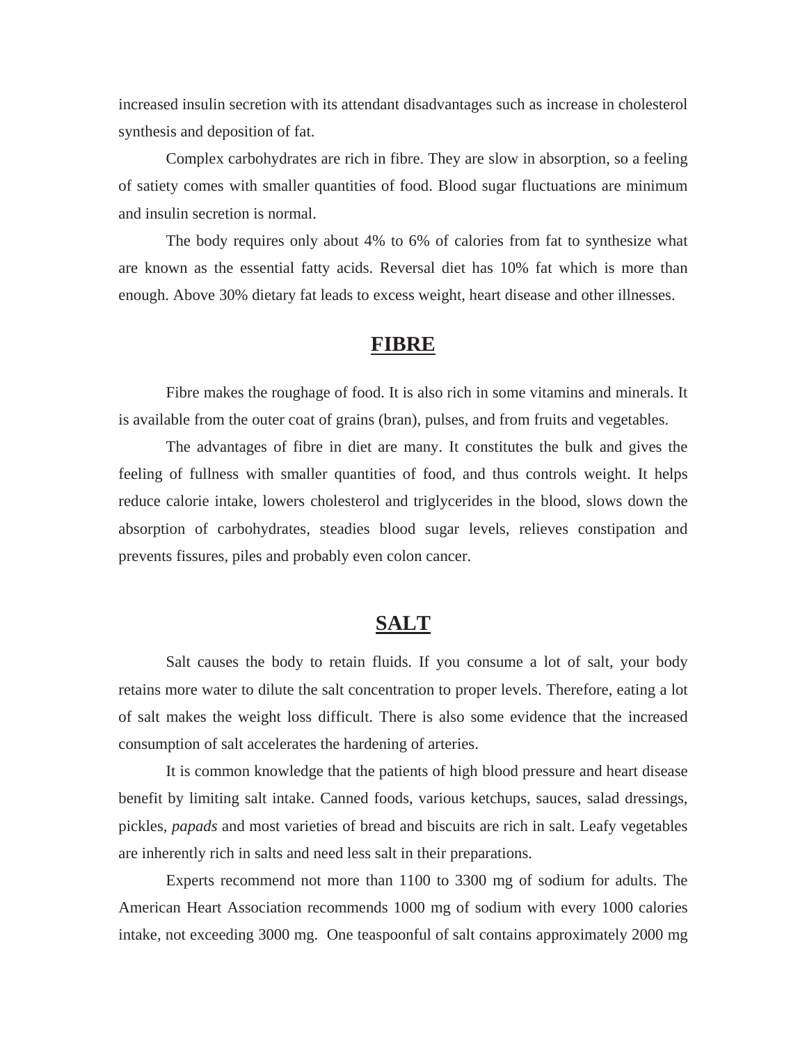increased insulin secretion with its attendant disadvantages such as increase in cholesterol synthesis and deposition of fat.

Complex carbohydrates are rich in fibre. They are slow in absorption, so a feeling of satiety comes with smaller quantities of food. Blood sugar fluctuations are minimum and insulin secretion is normal.

The body requires only about 4% to 6% of calories from fat to synthesize what are known as the essential fatty acids. Reversal diet has 10% fat which is more than enough. Above 30% dietary fat leads to excess weight, heart disease and other illnesses.

## FIBRE

Fibre makes the roughage of food. It is also rich in some vitamins and minerals. It is available from the outer coat of grains (bran), pulses, and from fruits and vegetables.

The advantages of fibre in diet are many. It constitutes the bulk and gives the feeling of fullness with smaller quantities of food, and thus controls weight. It helps reduce calorie intake, lowers cholesterol and triglycerides in the blood, slows down the absorption of carbohydrates, steadies blood sugar levels, relieves constipation and prevents fissures, piles and probably even colon cancer.

## SALT

Salt causes the body to retain fluids. If you consume a lot of salt, your body retains more water to dilute the salt concentration to proper levels. Therefore, eating a lot of salt makes the weight loss difficult. There is also some evidence that the increased consumption of salt accelerates the hardening of arteries.

It is common knowledge that the patients of high blood pressure and heart disease benefit by limiting salt intake. Canned foods, various ketchups, sauces, salad dressings, pickles, *papads* and most varieties of bread and biscuits are rich in salt. Leafy vegetables are inherently rich in salts and need less salt in their preparations.

Experts recommend not more than 1100 to 3300 mg of sodium for adults. The American Heart Association recommends 1000 mg of sodium with every 1000 calories intake, not exceeding 3000 mg. One teaspoonful of salt contains approximately 2000 mg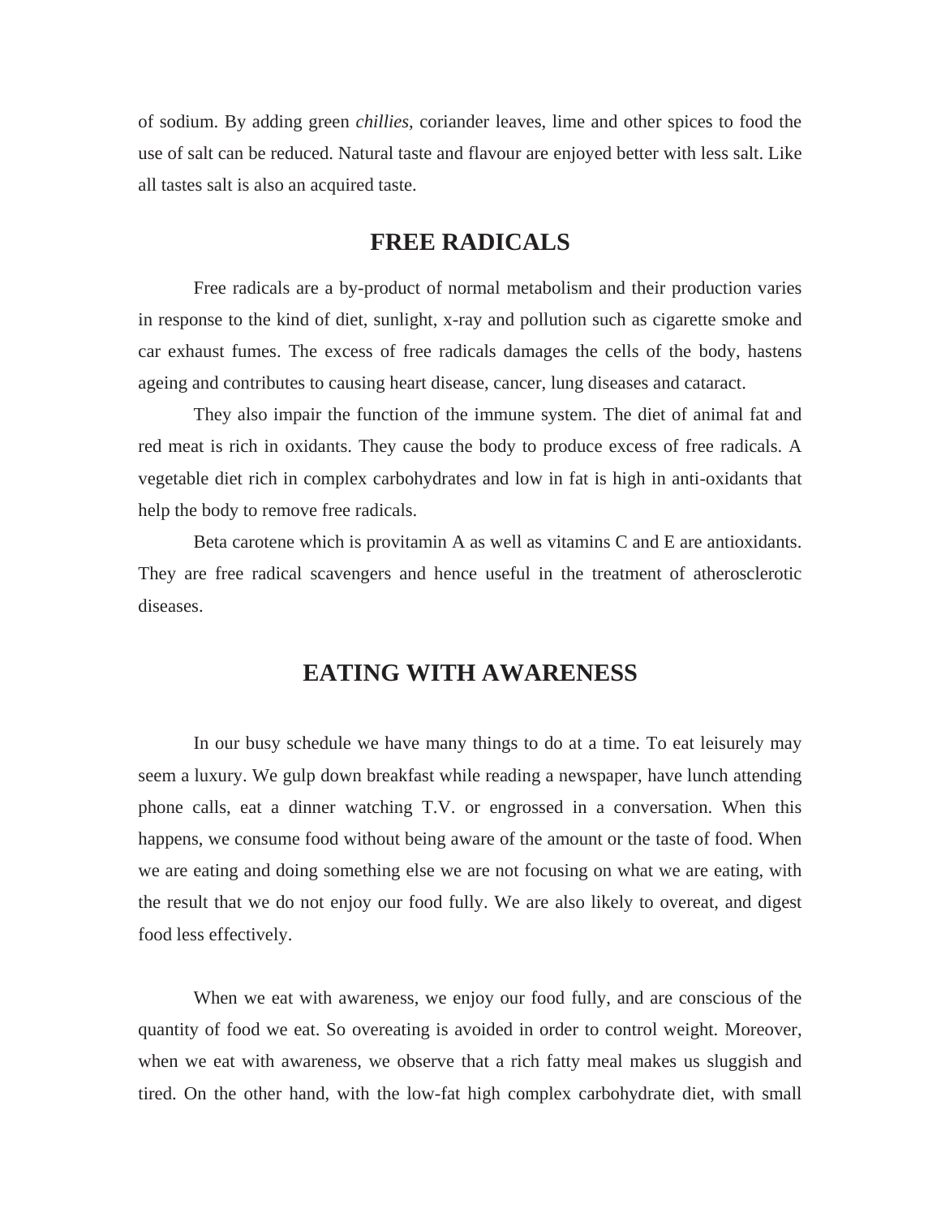of sodium. By adding green *chillies*, coriander leaves, lime and other spices to food the use of salt can be reduced. Natural taste and flavour are enjoyed better with less salt. Like all tastes salt is also an acquired taste.

## FREE RADICALS

Free radicals are a by-product of normal metabolism and their production varies in response to the kind of diet, sunlight, x-ray and pollution such as cigarette smoke and car exhaust fumes. The excess of free radicals damages the cells of the body, hastens ageing and contributes to causing heart disease, cancer, lung diseases and cataract.

They also impair the function of the immune system. The diet of animal fat and red meat is rich in oxidants. They cause the body to produce excess of free radicals. A vegetable diet rich in complex carbohydrates and low in fat is high in anti-oxidants that help the body to remove free radicals.

Beta carotene which is provitamin A as well as vitamins C and E are antioxidants. They are free radical scavengers and hence useful in the treatment of atherosclerotic diseases.

## EATING WITH AWARENESS

In our busy schedule we have many things to do at a time. To eat leisurely may seem a luxury. We gulp down breakfast while reading a newspaper, have lunch attending phone calls, eat a dinner watching T.V. or engrossed in a conversation. When this happens, we consume food without being aware of the amount or the taste of food. When we are eating and doing something else we are not focusing on what we are eating, with the result that we do not enjoy our food fully. We are also likely to overeat, and digest food less effectively.

When we eat with awareness, we enjoy our food fully, and are conscious of the quantity of food we eat. So overeating is avoided in order to control weight. Moreover, when we eat with awareness, we observe that a rich fatty meal makes us sluggish and tired. On the other hand, with the low-fat high complex carbohydrate diet, with small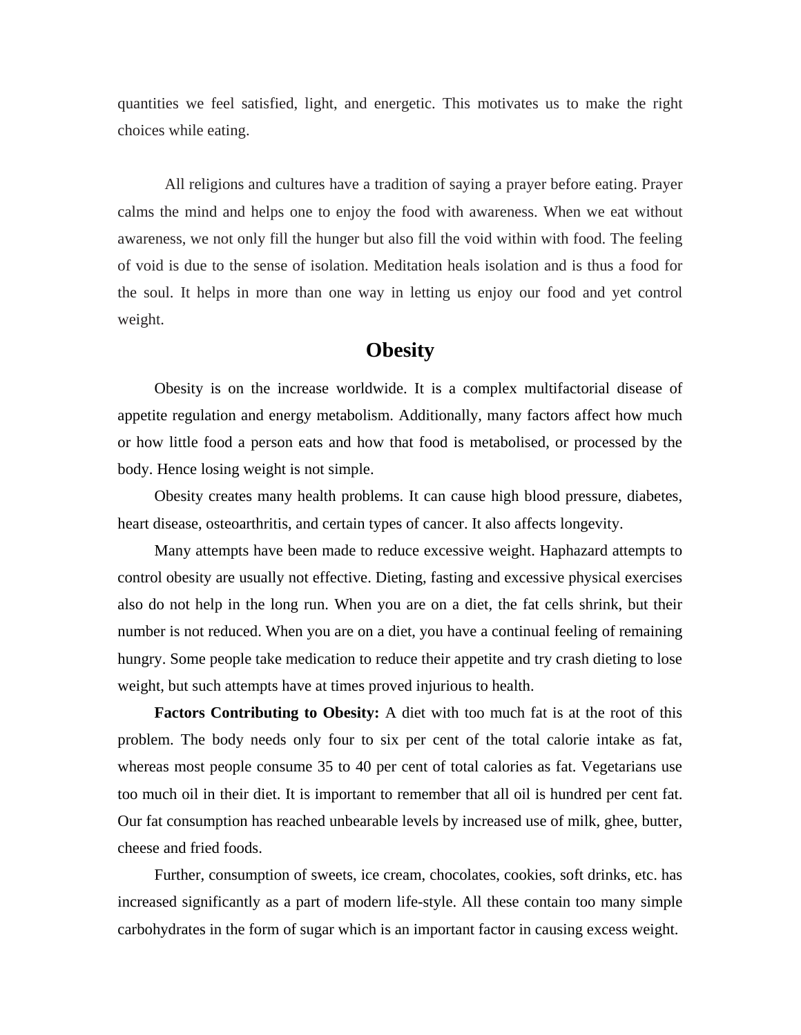quantities we feel satisfied, light, and energetic. This motivates us to make the right choices while eating.

All religions and cultures have a tradition of saying a prayer before eating. Prayer calms the mind and helps one to enjoy the food with awareness. When we eat without awareness, we not only fill the hunger but also fill the void within with food. The feeling of void is due to the sense of isolation. Meditation heals isolation and is thus a food for the soul. It helps in more than one way in letting us enjoy our food and yet control weight.

## Obesity

Obesity is on the increase worldwide. It is a complex multifactorial disease of appetite regulation and energy metabolism. Additionally, many factors affect how much or how little food a person eats and how that food is metabolised, or processed by the body. Hence losing weight is not simple.

Obesity creates many health problems. It can cause high blood pressure, diabetes, heart disease, osteoarthritis, and certain types of cancer. It also affects longevity.

Many attempts have been made to reduce excessive weight. Haphazard attempts to control obesity are usually not effective. Dieting, fasting and excessive physical exercises also do not help in the long run. When you are on a diet, the fat cells shrink, but their number is not reduced. When you are on a diet, you have a continual feeling of remaining hungry. Some people take medication to reduce their appetite and try crash dieting to lose weight, but such attempts have at times proved injurious to health.

**Factors Contributing to Obesity:** A diet with too much fat is at the root of this problem. The body needs only four to six per cent of the total calorie intake as fat, whereas most people consume 35 to 40 per cent of total calories as fat. Vegetarians use too much oil in their diet. It is important to remember that all oil is hundred per cent fat. Our fat consumption has reached unbearable levels by increased use of milk, ghee, butter, cheese and fried foods.

Further, consumption of sweets, ice cream, chocolates, cookies, soft drinks, etc. has increased significantly as a part of modern life-style. All these contain too many simple carbohydrates in the form of sugar which is an important factor in causing excess weight.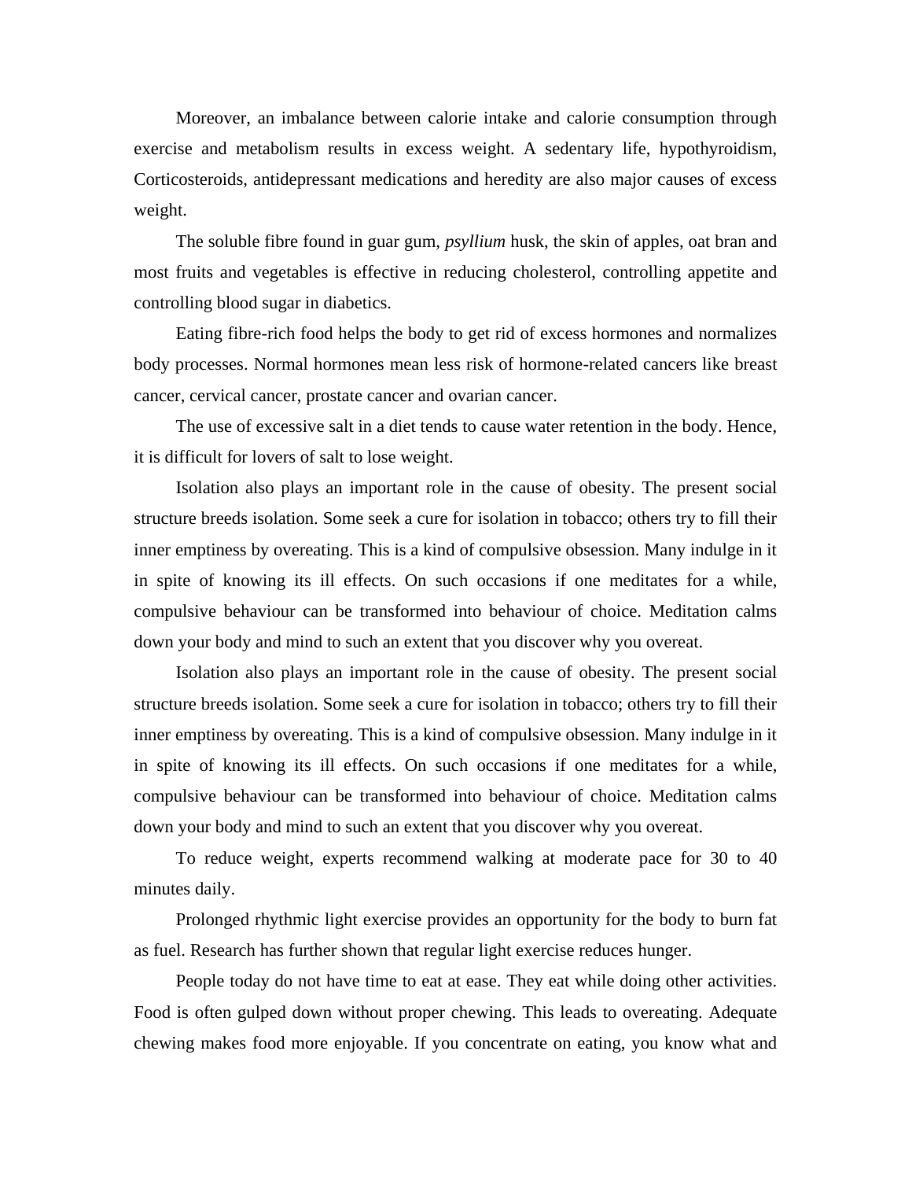Moreover, an imbalance between calorie intake and calorie consumption through exercise and metabolism results in excess weight. A sedentary life, hypothyroidism, Corticosteroids, antidepressant medications and heredity are also major causes of excess weight.

The soluble fibre found in guar gum, *psyllium* husk, the skin of apples, oat bran and most fruits and vegetables is effective in reducing cholesterol, controlling appetite and controlling blood sugar in diabetics.

Eating fibre-rich food helps the body to get rid of excess hormones and normalizes body processes. Normal hormones mean less risk of hormone-related cancers like breast cancer, cervical cancer, prostate cancer and ovarian cancer.

The use of excessive salt in a diet tends to cause water retention in the body. Hence, it is difficult for lovers of salt to lose weight.

Isolation also plays an important role in the cause of obesity. The present social structure breeds isolation. Some seek a cure for isolation in tobacco; others try to fill their inner emptiness by overeating. This is a kind of compulsive obsession. Many indulge in it in spite of knowing its ill effects. On such occasions if one meditates for a while, compulsive behaviour can be transformed into behaviour of choice. Meditation calms down your body and mind to such an extent that you discover why you overeat.

Isolation also plays an important role in the cause of obesity. The present social structure breeds isolation. Some seek a cure for isolation in tobacco; others try to fill their inner emptiness by overeating. This is a kind of compulsive obsession. Many indulge in it in spite of knowing its ill effects. On such occasions if one meditates for a while, compulsive behaviour can be transformed into behaviour of choice. Meditation calms down your body and mind to such an extent that you discover why you overeat.

To reduce weight, experts recommend walking at moderate pace for 30 to 40 minutes daily.

Prolonged rhythmic light exercise provides an opportunity for the body to burn fat as fuel. Research has further shown that regular light exercise reduces hunger.

People today do not have time to eat at ease. They eat while doing other activities. Food is often gulped down without proper chewing. This leads to overeating. Adequate chewing makes food more enjoyable. If you concentrate on eating, you know what and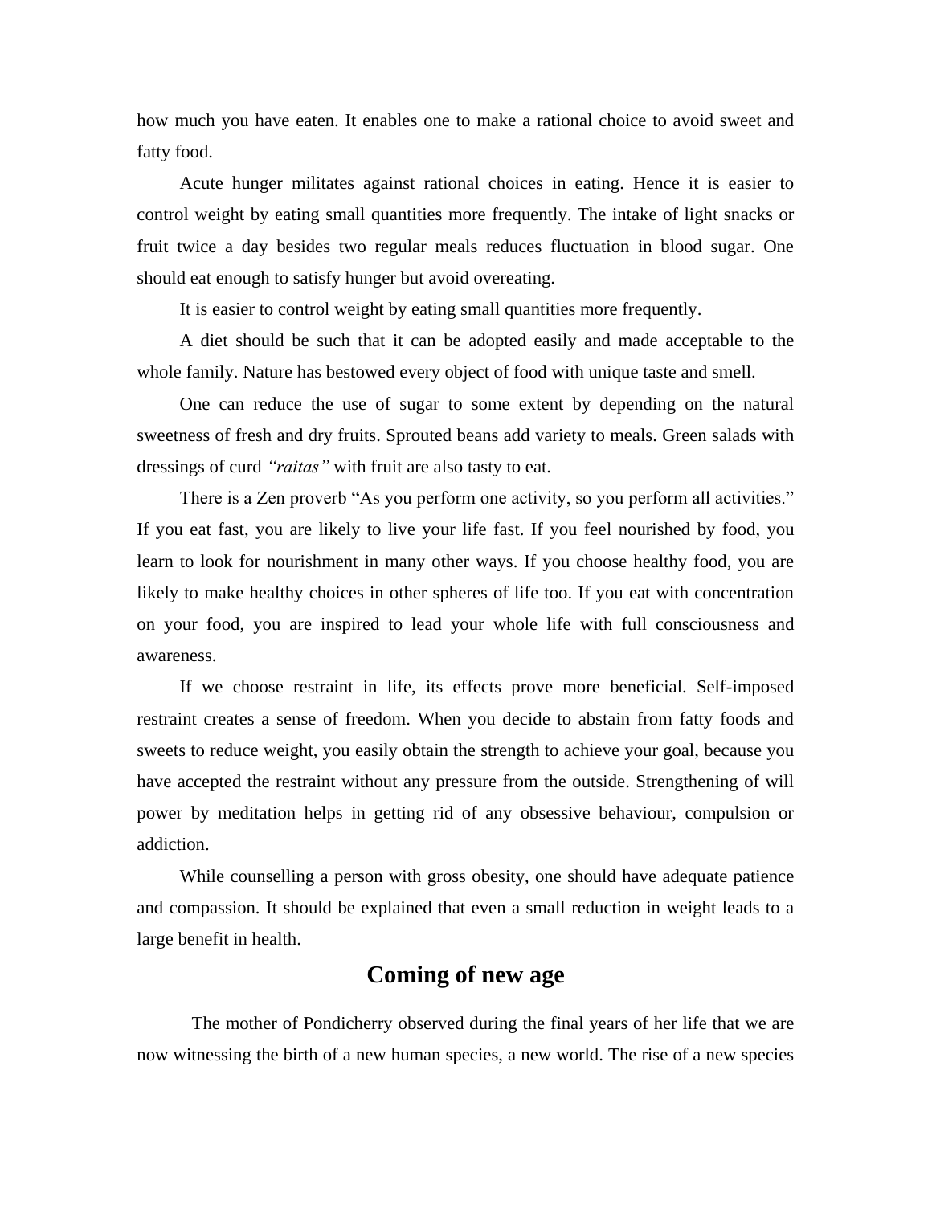how much you have eaten. It enables one to make a rational choice to avoid sweet and fatty food.

Acute hunger militates against rational choices in eating. Hence it is easier to control weight by eating small quantities more frequently. The intake of light snacks or fruit twice a day besides two regular meals reduces fluctuation in blood sugar. One should eat enough to satisfy hunger but avoid overeating.

It is easier to control weight by eating small quantities more frequently.

A diet should be such that it can be adopted easily and made acceptable to the whole family. Nature has bestowed every object of food with unique taste and smell.

One can reduce the use of sugar to some extent by depending on the natural sweetness of fresh and dry fruits. Sprouted beans add variety to meals. Green salads with dressings of curd *"raitas"* with fruit are also tasty to eat.

There is a Zen proverb "As you perform one activity, so you perform all activities." If you eat fast, you are likely to live your life fast. If you feel nourished by food, you learn to look for nourishment in many other ways. If you choose healthy food, you are likely to make healthy choices in other spheres of life too. If you eat with concentration on your food, you are inspired to lead your whole life with full consciousness and awareness.

If we choose restraint in life, its effects prove more beneficial. Self-imposed restraint creates a sense of freedom. When you decide to abstain from fatty foods and sweets to reduce weight, you easily obtain the strength to achieve your goal, because you have accepted the restraint without any pressure from the outside. Strengthening of will power by meditation helps in getting rid of any obsessive behaviour, compulsion or addiction.

While counselling a person with gross obesity, one should have adequate patience and compassion. It should be explained that even a small reduction in weight leads to a large benefit in health.

## Coming of new age

The mother of Pondicherry observed during the final years of her life that we are now witnessing the birth of a new human species, a new world. The rise of a new species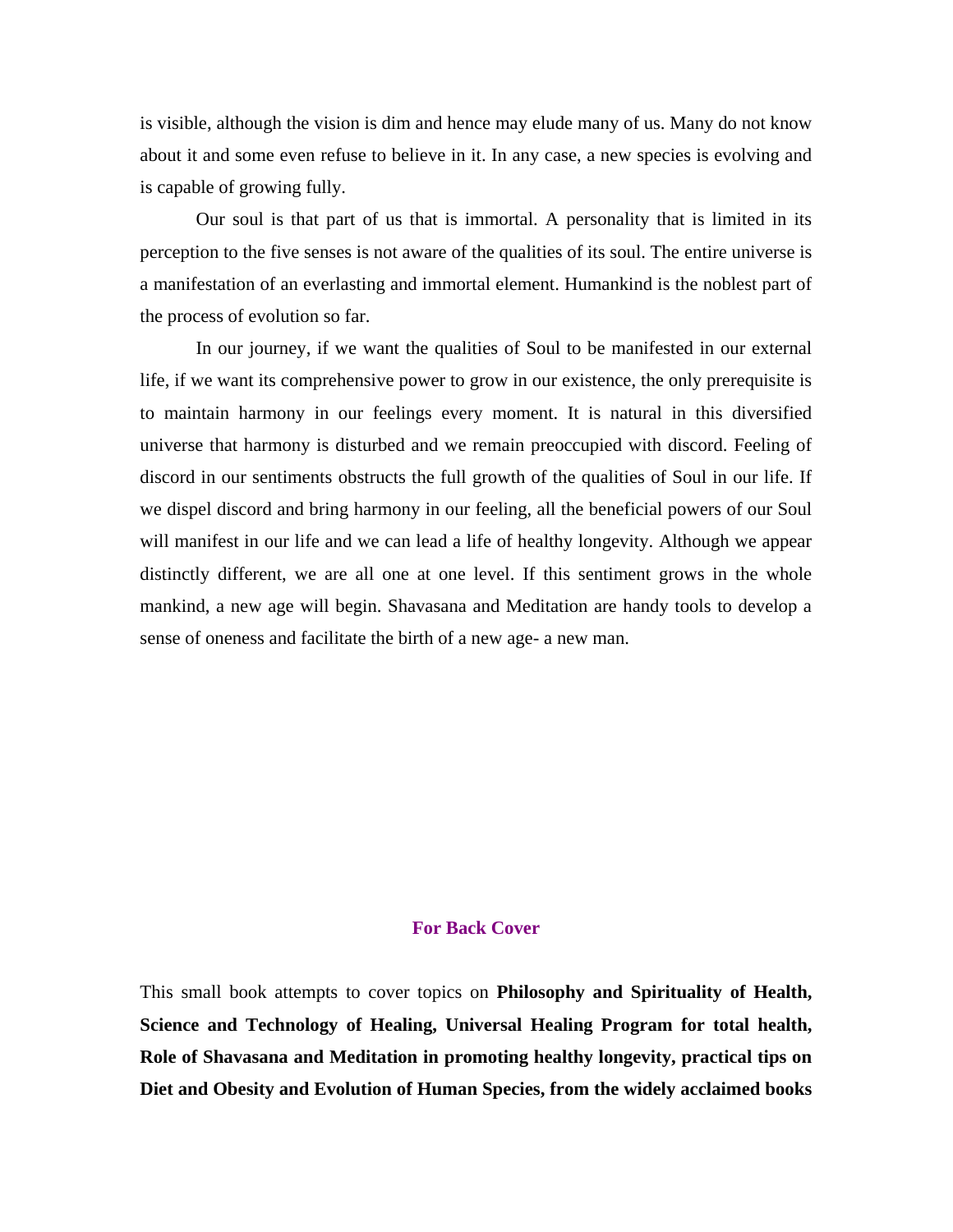is visible, although the vision is dim and hence may elude many of us. Many do not know about it and some even refuse to believe in it. In any case, a new species is evolving and is capable of growing fully.

Our soul is that part of us that is immortal. A personality that is limited in its perception to the five senses is not aware of the qualities of its soul. The entire universe is a manifestation of an everlasting and immortal element. Humankind is the noblest part of the process of evolution so far.

In our journey, if we want the qualities of Soul to be manifested in our external life, if we want its comprehensive power to grow in our existence, the only prerequisite is to maintain harmony in our feelings every moment. It is natural in this diversified universe that harmony is disturbed and we remain preoccupied with discord. Feeling of discord in our sentiments obstructs the full growth of the qualities of Soul in our life. If we dispel discord and bring harmony in our feeling, all the beneficial powers of our Soul will manifest in our life and we can lead a life of healthy longevity. Although we appear distinctly different, we are all one at one level. If this sentiment grows in the whole mankind, a new age will begin. Shavasana and Meditation are handy tools to develop a sense of oneness and facilitate the birth of a new age- a new man.

## For Back Cover

This small book attempts to cover topics on **Philosophy and Spirituality of Health, Science and Technology of Healing, Universal Healing Program for total health, Role of Shavasana and Meditation in promoting healthy longevity, practical tips on Diet and Obesity and Evolution of Human Species, from the widely acclaimed books**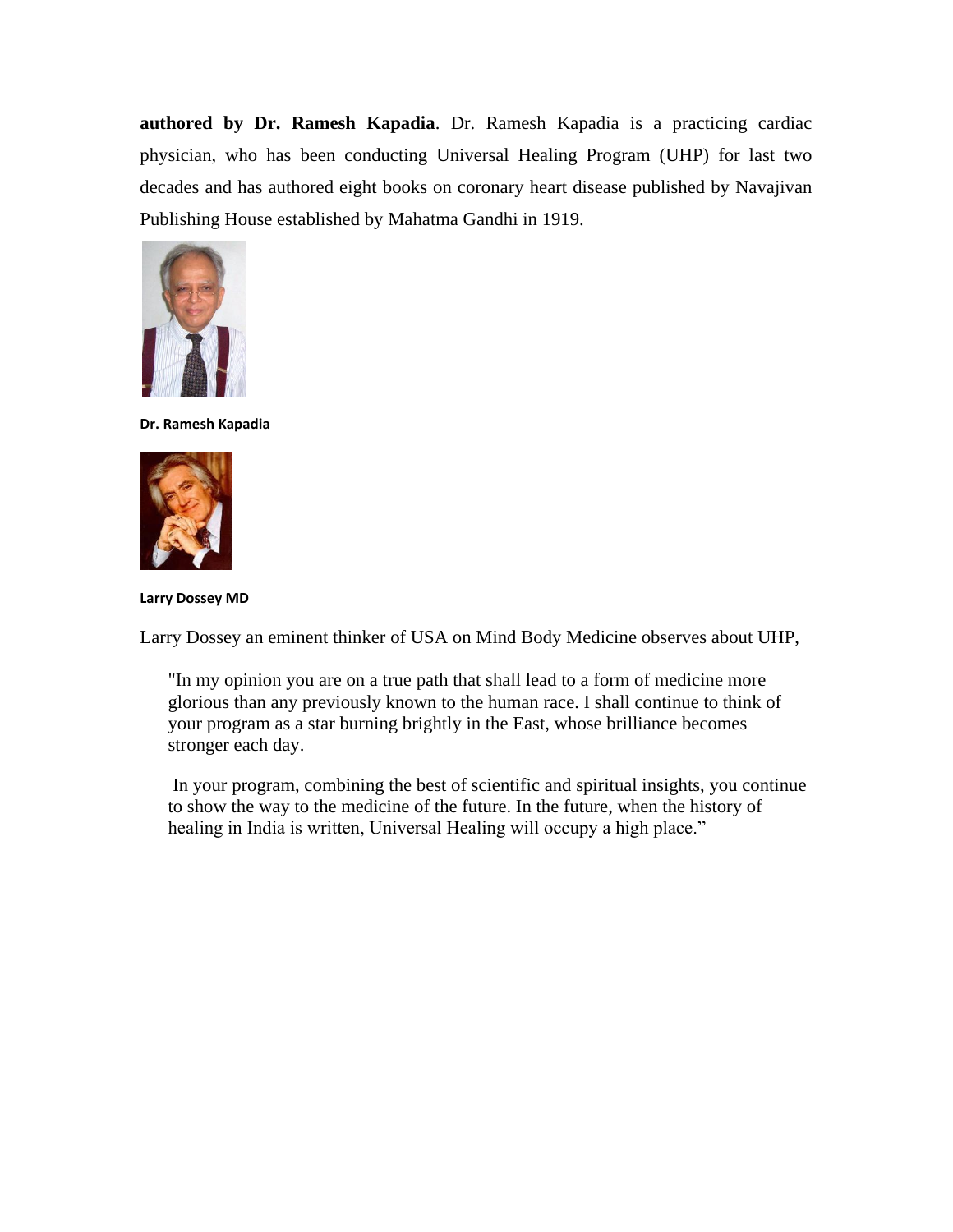**authored by Dr. Ramesh Kapadia**. Dr. Ramesh Kapadia is a practicing cardiac physician, who has been conducting Universal Healing Program (UHP) for last two decades and has authored eight books on coronary heart disease published by Navajivan Publishing House established by Mahatma Gandhi in 1919.

**Dr. Ramesh Kapadia**

**Larry Dossey MD**

Larry Dossey an eminent thinker of USA on Mind Body Medicine observes about UHP,

> "In my opinion you are on a true path that shall lead to a form of medicine more glorious than any previously known to the human race. I shall continue to think of your program as a star burning brightly in the East, whose brilliance becomes stronger each day.
>
> In your program, combining the best of scientific and spiritual insights, you continue to show the way to the medicine of the future. In the future, when the history of healing in India is written, Universal Healing will occupy a high place."